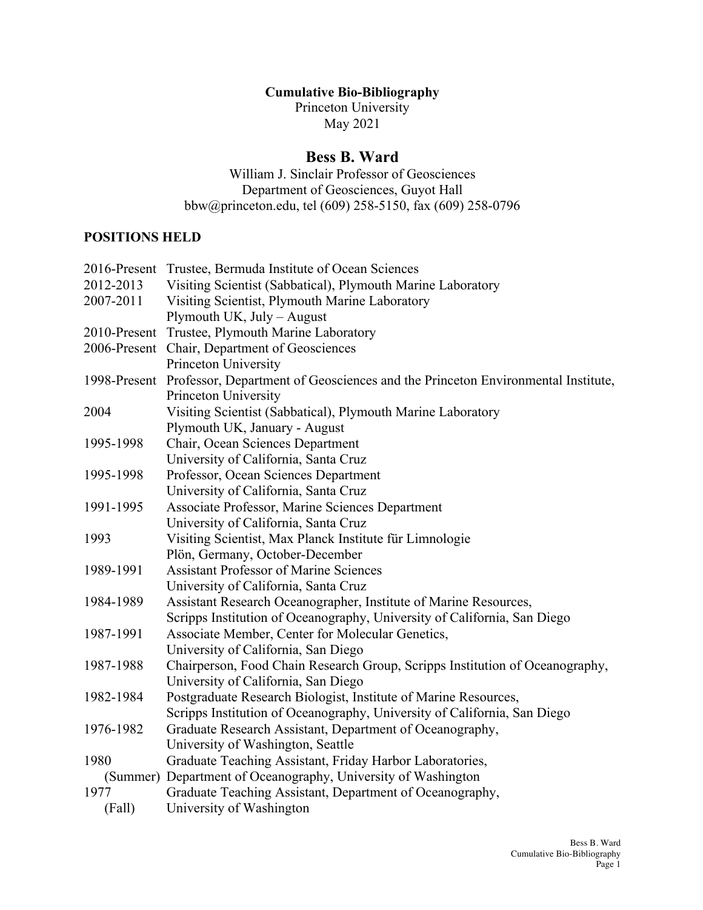**Cumulative Bio-Bibliography**
Princeton University
May 2021

# Bess B. Ward

William J. Sinclair Professor of Geosciences
Department of Geosciences, Guyot Hall
bbw@princeton.edu, tel (609) 258-5150, fax (609) 258-0796

## POSITIONS HELD

| | |
|---|---|
| 2016-Present | Trustee, Bermuda Institute of Ocean Sciences |
| 2012-2013 | Visiting Scientist (Sabbatical), Plymouth Marine Laboratory |
| 2007-2011 | Visiting Scientist, Plymouth Marine Laboratory<br>Plymouth UK, July – August |
| 2010-Present | Trustee, Plymouth Marine Laboratory |
| 2006-Present | Chair, Department of Geosciences<br>Princeton University |
| 1998-Present | Professor, Department of Geosciences and the Princeton Environmental Institute,<br>Princeton University |
| 2004 | Visiting Scientist (Sabbatical), Plymouth Marine Laboratory<br>Plymouth UK, January - August |
| 1995-1998 | Chair, Ocean Sciences Department<br>University of California, Santa Cruz |
| 1995-1998 | Professor, Ocean Sciences Department<br>University of California, Santa Cruz |
| 1991-1995 | Associate Professor, Marine Sciences Department<br>University of California, Santa Cruz |
| 1993 | Visiting Scientist, Max Planck Institute für Limnologie<br>Plön, Germany, October-December |
| 1989-1991 | Assistant Professor of Marine Sciences<br>University of California, Santa Cruz |
| 1984-1989 | Assistant Research Oceanographer, Institute of Marine Resources,<br>Scripps Institution of Oceanography, University of California, San Diego |
| 1987-1991 | Associate Member, Center for Molecular Genetics,<br>University of California, San Diego |
| 1987-1988 | Chairperson, Food Chain Research Group, Scripps Institution of Oceanography,<br>University of California, San Diego |
| 1982-1984 | Postgraduate Research Biologist, Institute of Marine Resources,<br>Scripps Institution of Oceanography, University of California, San Diego |
| 1976-1982 | Graduate Research Assistant, Department of Oceanography,<br>University of Washington, Seattle |
| 1980 (Summer) | Graduate Teaching Assistant, Friday Harbor Laboratories,<br>Department of Oceanography, University of Washington |
| 1977 (Fall) | Graduate Teaching Assistant, Department of Oceanography,<br>University of Washington |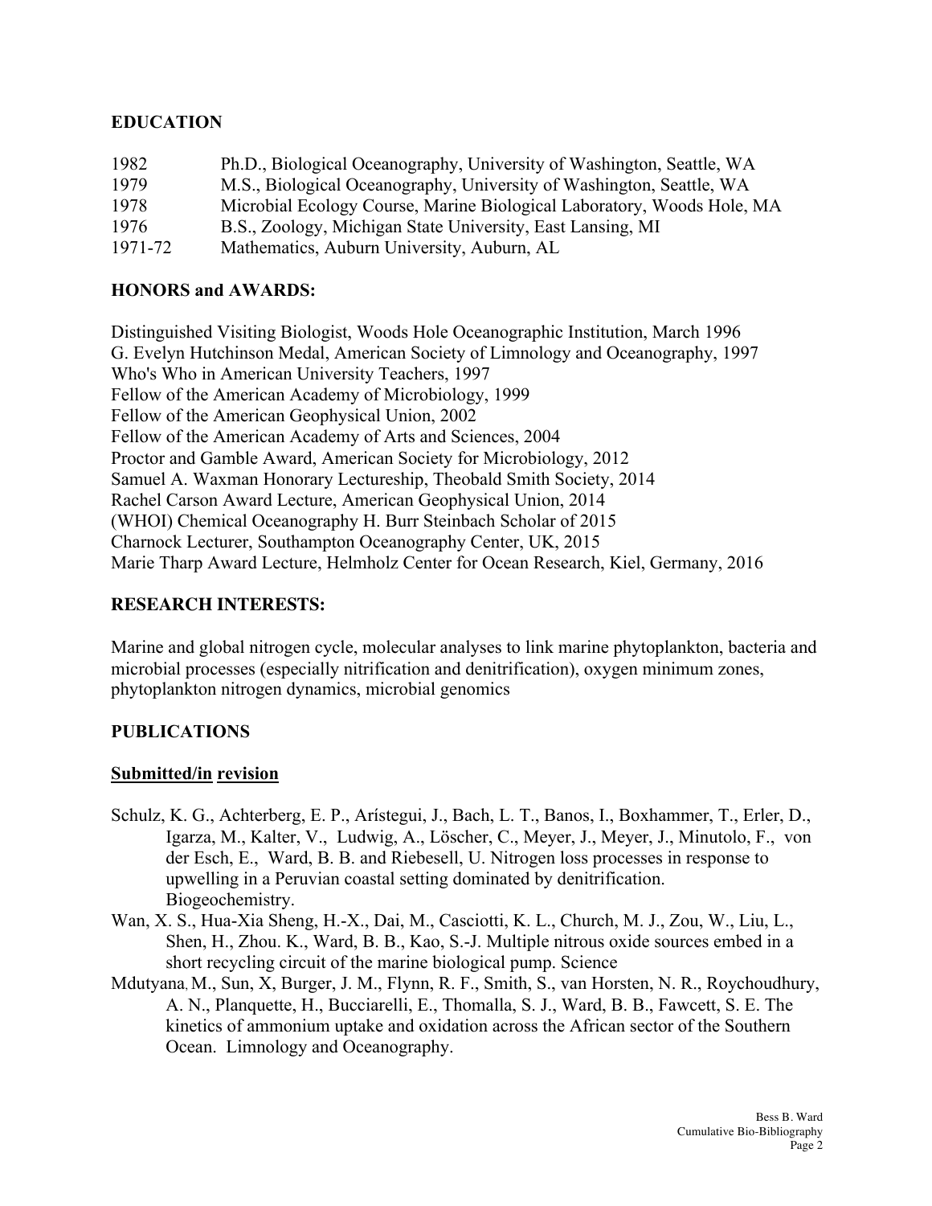## EDUCATION

| | |
|---|---|
| 1982 | Ph.D., Biological Oceanography, University of Washington, Seattle, WA |
| 1979 | M.S., Biological Oceanography, University of Washington, Seattle, WA |
| 1978 | Microbial Ecology Course, Marine Biological Laboratory, Woods Hole, MA |
| 1976 | B.S., Zoology, Michigan State University, East Lansing, MI |
| 1971-72 | Mathematics, Auburn University, Auburn, AL |

## HONORS and AWARDS:

Distinguished Visiting Biologist, Woods Hole Oceanographic Institution, March 1996
G. Evelyn Hutchinson Medal, American Society of Limnology and Oceanography, 1997
Who's Who in American University Teachers, 1997
Fellow of the American Academy of Microbiology, 1999
Fellow of the American Geophysical Union, 2002
Fellow of the American Academy of Arts and Sciences, 2004
Proctor and Gamble Award, American Society for Microbiology, 2012
Samuel A. Waxman Honorary Lectureship, Theobald Smith Society, 2014
Rachel Carson Award Lecture, American Geophysical Union, 2014
(WHOI) Chemical Oceanography H. Burr Steinbach Scholar of 2015
Charnock Lecturer, Southampton Oceanography Center, UK, 2015
Marie Tharp Award Lecture, Helmholz Center for Ocean Research, Kiel, Germany, 2016

## RESEARCH INTERESTS:

Marine and global nitrogen cycle, molecular analyses to link marine phytoplankton, bacteria and microbial processes (especially nitrification and denitrification), oxygen minimum zones, phytoplankton nitrogen dynamics, microbial genomics

## PUBLICATIONS

### Submitted/in revision

Schulz, K. G., Achterberg, E. P., Arístegui, J., Bach, L. T., Banos, I., Boxhammer, T., Erler, D., Igarza, M., Kalter, V., Ludwig, A., Löscher, C., Meyer, J., Meyer, J., Minutolo, F., von der Esch, E., Ward, B. B. and Riebesell, U. Nitrogen loss processes in response to upwelling in a Peruvian coastal setting dominated by denitrification. Biogeochemistry.

Wan, X. S., Hua-Xia Sheng, H.-X., Dai, M., Casciotti, K. L., Church, M. J., Zou, W., Liu, L., Shen, H., Zhou. K., Ward, B. B., Kao, S.-J. Multiple nitrous oxide sources embed in a short recycling circuit of the marine biological pump. Science

Mdutyana, M., Sun, X, Burger, J. M., Flynn, R. F., Smith, S., van Horsten, N. R., Roychoudhury, A. N., Planquette, H., Bucciarelli, E., Thomalla, S. J., Ward, B. B., Fawcett, S. E. The kinetics of ammonium uptake and oxidation across the African sector of the Southern Ocean. Limnology and Oceanography.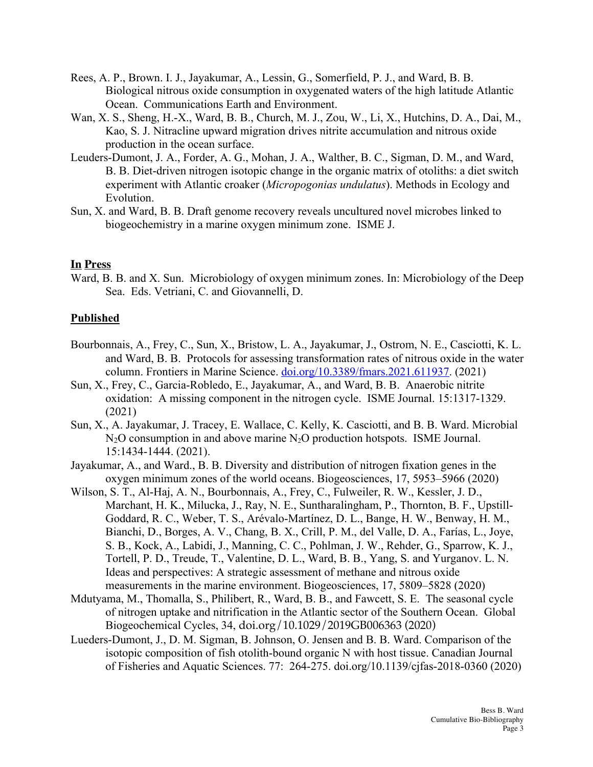Rees, A. P., Brown. I. J., Jayakumar, A., Lessin, G., Somerfield, P. J., and Ward, B. B. Biological nitrous oxide consumption in oxygenated waters of the high latitude Atlantic Ocean. Communications Earth and Environment.

Wan, X. S., Sheng, H.-X., Ward, B. B., Church, M. J., Zou, W., Li, X., Hutchins, D. A., Dai, M., Kao, S. J. Nitracline upward migration drives nitrite accumulation and nitrous oxide production in the ocean surface.

Leuders-Dumont, J. A., Forder, A. G., Mohan, J. A., Walther, B. C., Sigman, D. M., and Ward, B. B. Diet-driven nitrogen isotopic change in the organic matrix of otoliths: a diet switch experiment with Atlantic croaker (*Micropogonias undulatus*). Methods in Ecology and Evolution.

Sun, X. and Ward, B. B. Draft genome recovery reveals uncultured novel microbes linked to biogeochemistry in a marine oxygen minimum zone. ISME J.

## In Press

Ward, B. B. and X. Sun. Microbiology of oxygen minimum zones. In: Microbiology of the Deep Sea. Eds. Vetriani, C. and Giovannelli, D.

## Published

Bourbonnais, A., Frey, C., Sun, X., Bristow, L. A., Jayakumar, J., Ostrom, N. E., Casciotti, K. L. and Ward, B. B. Protocols for assessing transformation rates of nitrous oxide in the water column. Frontiers in Marine Science. doi.org/10.3389/fmars.2021.611937. (2021)

Sun, X., Frey, C., Garcia-Robledo, E., Jayakumar, A., and Ward, B. B. Anaerobic nitrite oxidation: A missing component in the nitrogen cycle. ISME Journal. 15:1317-1329. (2021)

Sun, X., A. Jayakumar, J. Tracey, E. Wallace, C. Kelly, K. Casciotti, and B. B. Ward. Microbial $N_2O$ consumption in and above marine $N_2O$ production hotspots. ISME Journal. 15:1434-1444. (2021).

Jayakumar, A., and Ward., B. B. Diversity and distribution of nitrogen fixation genes in the oxygen minimum zones of the world oceans. Biogeosciences, 17, 5953–5966 (2020)

Wilson, S. T., Al-Haj, A. N., Bourbonnais, A., Frey, C., Fulweiler, R. W., Kessler, J. D., Marchant, H. K., Milucka, J., Ray, N. E., Suntharalingham, P., Thornton, B. F., Upstill-Goddard, R. C., Weber, T. S., Arévalo-Martínez, D. L., Bange, H. W., Benway, H. M., Bianchi, D., Borges, A. V., Chang, B. X., Crill, P. M., del Valle, D. A., Farías, L., Joye, S. B., Kock, A., Labidi, J., Manning, C. C., Pohlman, J. W., Rehder, G., Sparrow, K. J., Tortell, P. D., Treude, T., Valentine, D. L., Ward, B. B., Yang, S. and Yurganov. L. N. Ideas and perspectives: A strategic assessment of methane and nitrous oxide measurements in the marine environment. Biogeosciences, 17, 5809–5828 (2020)

Mdutyama, M., Thomalla, S., Philibert, R., Ward, B. B., and Fawcett, S. E. The seasonal cycle of nitrogen uptake and nitrification in the Atlantic sector of the Southern Ocean. Global Biogeochemical Cycles, 34, doi.org/10.1029/2019GB006363 (2020)

Lueders-Dumont, J., D. M. Sigman, B. Johnson, O. Jensen and B. B. Ward. Comparison of the isotopic composition of fish otolith-bound organic N with host tissue. Canadian Journal of Fisheries and Aquatic Sciences. 77: 264-275. doi.org/10.1139/cjfas-2018-0360 (2020)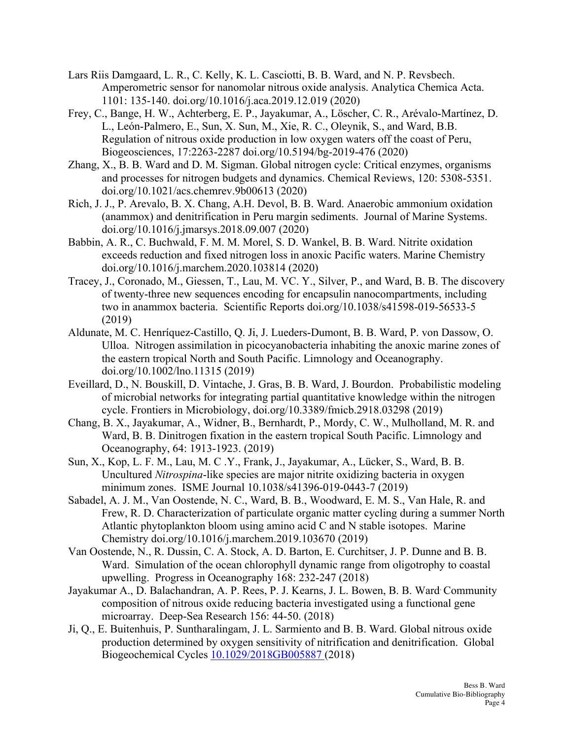Lars Riis Damgaard, L. R., C. Kelly, K. L. Casciotti, B. B. Ward, and N. P. Revsbech. Amperometric sensor for nanomolar nitrous oxide analysis. Analytica Chemica Acta. 1101: 135-140. doi.org/10.1016/j.aca.2019.12.019 (2020)

Frey, C., Bange, H. W., Achterberg, E. P., Jayakumar, A., Löscher, C. R., Arévalo-Martínez, D. L., León-Palmero, E., Sun, X. Sun, M., Xie, R. C., Oleynik, S., and Ward, B.B. Regulation of nitrous oxide production in low oxygen waters off the coast of Peru, Biogeosciences, 17:2263-2287 doi.org/10.5194/bg-2019-476 (2020)

Zhang, X., B. B. Ward and D. M. Sigman. Global nitrogen cycle: Critical enzymes, organisms and processes for nitrogen budgets and dynamics. Chemical Reviews, 120: 5308-5351. doi.org/10.1021/acs.chemrev.9b00613 (2020)

Rich, J. J., P. Arevalo, B. X. Chang, A.H. Devol, B. B. Ward. Anaerobic ammonium oxidation (anammox) and denitrification in Peru margin sediments. Journal of Marine Systems. doi.org/10.1016/j.jmarsys.2018.09.007 (2020)

Babbin, A. R., C. Buchwald, F. M. M. Morel, S. D. Wankel, B. B. Ward. Nitrite oxidation exceeds reduction and fixed nitrogen loss in anoxic Pacific waters. Marine Chemistry doi.org/10.1016/j.marchem.2020.103814 (2020)

Tracey, J., Coronado, M., Giessen, T., Lau, M. VC. Y., Silver, P., and Ward, B. B. The discovery of twenty-three new sequences encoding for encapsulin nanocompartments, including two in anammox bacteria. Scientific Reports doi.org/10.1038/s41598-019-56533-5 (2019)

Aldunate, M. C. Henríquez-Castillo, Q. Ji, J. Lueders-Dumont, B. B. Ward, P. von Dassow, O. Ulloa. Nitrogen assimilation in picocyanobacteria inhabiting the anoxic marine zones of the eastern tropical North and South Pacific. Limnology and Oceanography. doi.org/10.1002/lno.11315 (2019)

Eveillard, D., N. Bouskill, D. Vintache, J. Gras, B. B. Ward, J. Bourdon. Probabilistic modeling of microbial networks for integrating partial quantitative knowledge within the nitrogen cycle. Frontiers in Microbiology, doi.org/10.3389/fmicb.2918.03298 (2019)

Chang, B. X., Jayakumar, A., Widner, B., Bernhardt, P., Mordy, C. W., Mulholland, M. R. and Ward, B. B. Dinitrogen fixation in the eastern tropical South Pacific. Limnology and Oceanography, 64: 1913-1923. (2019)

Sun, X., Kop, L. F. M., Lau, M. C .Y., Frank, J., Jayakumar, A., Lücker, S., Ward, B. B. Uncultured *Nitrospina*-like species are major nitrite oxidizing bacteria in oxygen minimum zones. ISME Journal 10.1038/s41396-019-0443-7 (2019)

Sabadel, A. J. M., Van Oostende, N. C., Ward, B. B., Woodward, E. M. S., Van Hale, R. and Frew, R. D. Characterization of particulate organic matter cycling during a summer North Atlantic phytoplankton bloom using amino acid C and N stable isotopes. Marine Chemistry doi.org/10.1016/j.marchem.2019.103670 (2019)

Van Oostende, N., R. Dussin, C. A. Stock, A. D. Barton, E. Curchitser, J. P. Dunne and B. B. Ward. Simulation of the ocean chlorophyll dynamic range from oligotrophy to coastal upwelling. Progress in Oceanography 168: 232-247 (2018)

Jayakumar A., D. Balachandran, A. P. Rees, P. J. Kearns, J. L. Bowen, B. B. Ward. Community composition of nitrous oxide reducing bacteria investigated using a functional gene microarray. Deep-Sea Research 156: 44-50. (2018)

Ji, Q., E. Buitenhuis, P. Suntharalingam, J. L. Sarmiento and B. B. Ward. Global nitrous oxide production determined by oxygen sensitivity of nitrification and denitrification. Global Biogeochemical Cycles 10.1029/2018GB005887 (2018)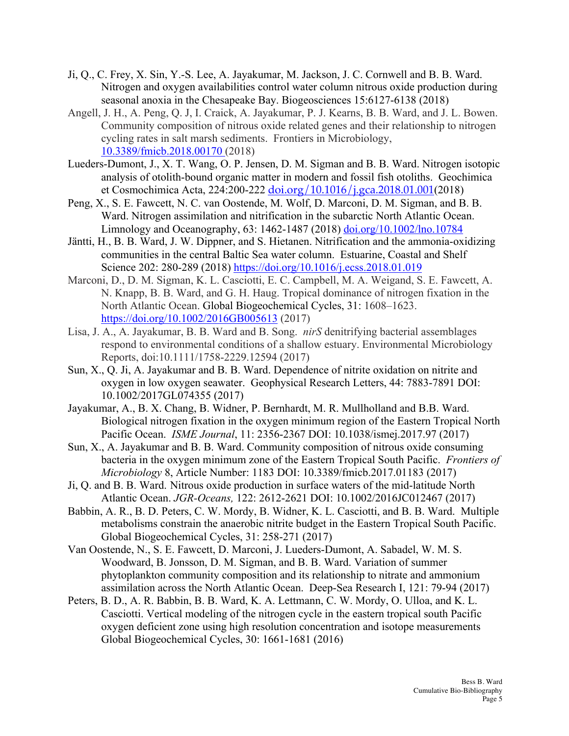Ji, Q., C. Frey, X. Sin, Y.-S. Lee, A. Jayakumar, M. Jackson, J. C. Cornwell and B. B. Ward. Nitrogen and oxygen availabilities control water column nitrous oxide production during seasonal anoxia in the Chesapeake Bay. Biogeosciences 15:6127-6138 (2018)

Angell, J. H., A. Peng, Q. J, I. Craick, A. Jayakumar, P. J. Kearns, B. B. Ward, and J. L. Bowen. Community composition of nitrous oxide related genes and their relationship to nitrogen cycling rates in salt marsh sediments. Frontiers in Microbiology, [10.3389/fmicb.2018.00170](10.3389/fmicb.2018.00170) (2018)

Lueders-Dumont, J., X. T. Wang, O. P. Jensen, D. M. Sigman and B. B. Ward. Nitrogen isotopic analysis of otolith-bound organic matter in modern and fossil fish otoliths. Geochimica et Cosmochimica Acta, 224:200-222 [doi.org/10.1016/j.gca.2018.01.001](doi.org/10.1016/j.gca.2018.01.001)(2018)

Peng, X., S. E. Fawcett, N. C. van Oostende, M. Wolf, D. Marconi, D. M. Sigman, and B. B. Ward. Nitrogen assimilation and nitrification in the subarctic North Atlantic Ocean. Limnology and Oceanography, 63: 1462-1487 (2018) [doi.org/10.1002/lno.10784](doi.org/10.1002/lno.10784)

Jäntti, H., B. B. Ward, J. W. Dippner, and S. Hietanen. Nitrification and the ammonia-oxidizing communities in the central Baltic Sea water column. Estuarine, Coastal and Shelf Science 202: 280-289 (2018) [https://doi.org/10.1016/j.ecss.2018.01.019](https://doi.org/10.1016/j.ecss.2018.01.019)

Marconi, D., D. M. Sigman, K. L. Casciotti, E. C. Campbell, M. A. Weigand, S. E. Fawcett, A. N. Knapp, B. B. Ward, and G. H. Haug. Tropical dominance of nitrogen fixation in the North Atlantic Ocean. Global Biogeochemical Cycles, 31: 1608–1623. [https://doi.org/10.1002/2016GB005613](https://doi.org/10.1002/2016GB005613) (2017)

Lisa, J. A., A. Jayakumar, B. B. Ward and B. Song. *nirS* denitrifying bacterial assemblages respond to environmental conditions of a shallow estuary. Environmental Microbiology Reports, doi:10.1111/1758-2229.12594 (2017)

Sun, X., Q. Ji, A. Jayakumar and B. B. Ward. Dependence of nitrite oxidation on nitrite and oxygen in low oxygen seawater. Geophysical Research Letters, 44: 7883-7891 DOI: 10.1002/2017GL074355 (2017)

Jayakumar, A., B. X. Chang, B. Widner, P. Bernhardt, M. R. Mullholland and B.B. Ward. Biological nitrogen fixation in the oxygen minimum region of the Eastern Tropical North Pacific Ocean. *ISME Journal*, 11: 2356-2367 DOI: 10.1038/ismej.2017.97 (2017)

Sun, X., A. Jayakumar and B. B. Ward. Community composition of nitrous oxide consuming bacteria in the oxygen minimum zone of the Eastern Tropical South Pacific. *Frontiers of Microbiology* 8, Article Number: 1183 DOI: 10.3389/fmicb.2017.01183 (2017)

Ji, Q. and B. B. Ward. Nitrous oxide production in surface waters of the mid-latitude North Atlantic Ocean. *JGR-Oceans,* 122: 2612-2621 DOI: 10.1002/2016JC012467 (2017)

Babbin, A. R., B. D. Peters, C. W. Mordy, B. Widner, K. L. Casciotti, and B. B. Ward. Multiple metabolisms constrain the anaerobic nitrite budget in the Eastern Tropical South Pacific. Global Biogeochemical Cycles, 31: 258-271 (2017)

Van Oostende, N., S. E. Fawcett, D. Marconi, J. Lueders-Dumont, A. Sabadel, W. M. S. Woodward, B. Jonsson, D. M. Sigman, and B. B. Ward. Variation of summer phytoplankton community composition and its relationship to nitrate and ammonium assimilation across the North Atlantic Ocean. Deep-Sea Research I, 121: 79-94 (2017)

Peters, B. D., A. R. Babbin, B. B. Ward, K. A. Lettmann, C. W. Mordy, O. Ulloa, and K. L. Casciotti. Vertical modeling of the nitrogen cycle in the eastern tropical south Pacific oxygen deficient zone using high resolution concentration and isotope measurements Global Biogeochemical Cycles, 30: 1661-1681 (2016)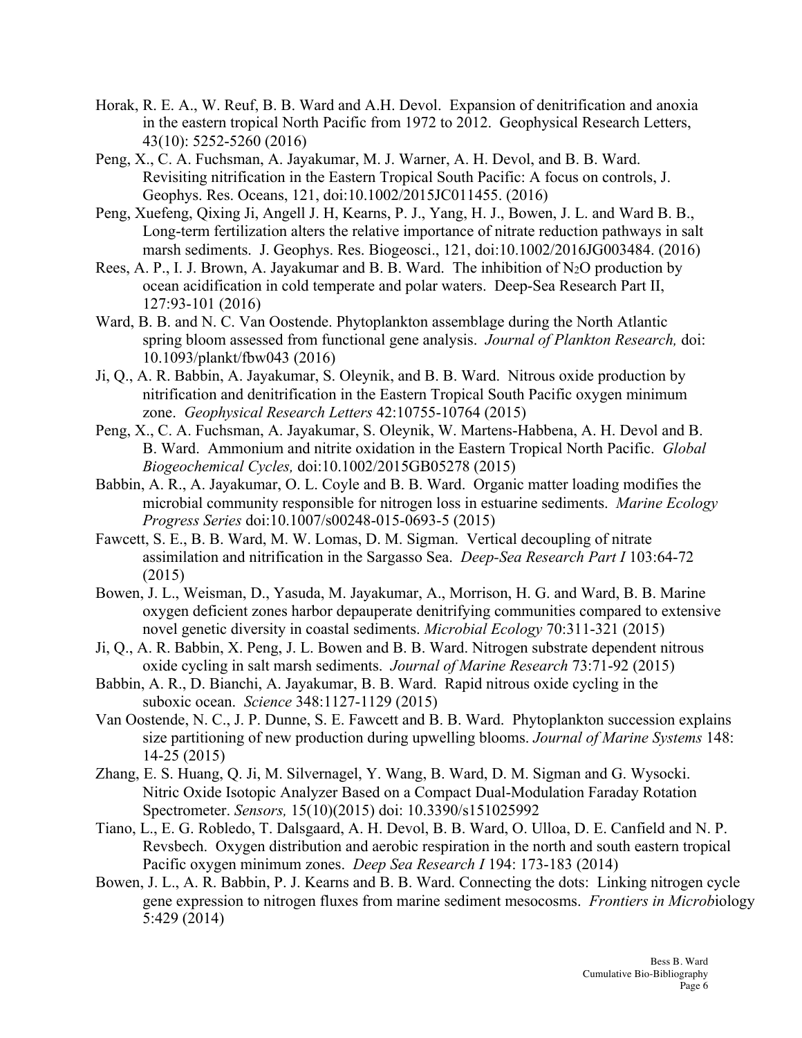Horak, R. E. A., W. Reuf, B. B. Ward and A.H. Devol. Expansion of denitrification and anoxia in the eastern tropical North Pacific from 1972 to 2012. Geophysical Research Letters, 43(10): 5252-5260 (2016)

Peng, X., C. A. Fuchsman, A. Jayakumar, M. J. Warner, A. H. Devol, and B. B. Ward. Revisiting nitrification in the Eastern Tropical South Pacific: A focus on controls, J. Geophys. Res. Oceans, 121, doi:10.1002/2015JC011455. (2016)

Peng, Xuefeng, Qixing Ji, Angell J. H, Kearns, P. J., Yang, H. J., Bowen, J. L. and Ward B. B., Long-term fertilization alters the relative importance of nitrate reduction pathways in salt marsh sediments. J. Geophys. Res. Biogeosci., 121, doi:10.1002/2016JG003484. (2016)

Rees, A. P., I. J. Brown, A. Jayakumar and B. B. Ward. The inhibition of $N_2O$ production by ocean acidification in cold temperate and polar waters. Deep-Sea Research Part II, 127:93-101 (2016)

Ward, B. B. and N. C. Van Oostende. Phytoplankton assemblage during the North Atlantic spring bloom assessed from functional gene analysis. *Journal of Plankton Research,* doi: 10.1093/plankt/fbw043 (2016)

Ji, Q., A. R. Babbin, A. Jayakumar, S. Oleynik, and B. B. Ward. Nitrous oxide production by nitrification and denitrification in the Eastern Tropical South Pacific oxygen minimum zone. *Geophysical Research Letters* 42:10755-10764 (2015)

Peng, X., C. A. Fuchsman, A. Jayakumar, S. Oleynik, W. Martens-Habbena, A. H. Devol and B. B. Ward. Ammonium and nitrite oxidation in the Eastern Tropical North Pacific. *Global Biogeochemical Cycles,* doi:10.1002/2015GB05278 (2015)

Babbin, A. R., A. Jayakumar, O. L. Coyle and B. B. Ward. Organic matter loading modifies the microbial community responsible for nitrogen loss in estuarine sediments. *Marine Ecology Progress Series* doi:10.1007/s00248-015-0693-5 (2015)

Fawcett, S. E., B. B. Ward, M. W. Lomas, D. M. Sigman. Vertical decoupling of nitrate assimilation and nitrification in the Sargasso Sea. *Deep-Sea Research Part I* 103:64-72 (2015)

Bowen, J. L., Weisman, D., Yasuda, M. Jayakumar, A., Morrison, H. G. and Ward, B. B. Marine oxygen deficient zones harbor depauperate denitrifying communities compared to extensive novel genetic diversity in coastal sediments. *Microbial Ecology* 70:311-321 (2015)

Ji, Q., A. R. Babbin, X. Peng, J. L. Bowen and B. B. Ward. Nitrogen substrate dependent nitrous oxide cycling in salt marsh sediments. *Journal of Marine Research* 73:71-92 (2015)

Babbin, A. R., D. Bianchi, A. Jayakumar, B. B. Ward. Rapid nitrous oxide cycling in the suboxic ocean. *Science* 348:1127-1129 (2015)

Van Oostende, N. C., J. P. Dunne, S. E. Fawcett and B. B. Ward. Phytoplankton succession explains size partitioning of new production during upwelling blooms. *Journal of Marine Systems* 148: 14-25 (2015)

Zhang, E. S. Huang, Q. Ji, M. Silvernagel, Y. Wang, B. Ward, D. M. Sigman and G. Wysocki. Nitric Oxide Isotopic Analyzer Based on a Compact Dual-Modulation Faraday Rotation Spectrometer. *Sensors,* 15(10)(2015) doi: 10.3390/s151025992

Tiano, L., E. G. Robledo, T. Dalsgaard, A. H. Devol, B. B. Ward, O. Ulloa, D. E. Canfield and N. P. Revsbech. Oxygen distribution and aerobic respiration in the north and south eastern tropical Pacific oxygen minimum zones. *Deep Sea Research I* 194: 173-183 (2014)

Bowen, J. L., A. R. Babbin, P. J. Kearns and B. B. Ward. Connecting the dots: Linking nitrogen cycle gene expression to nitrogen fluxes from marine sediment mesocosms. *Frontiers in Microbiology* 5:429 (2014)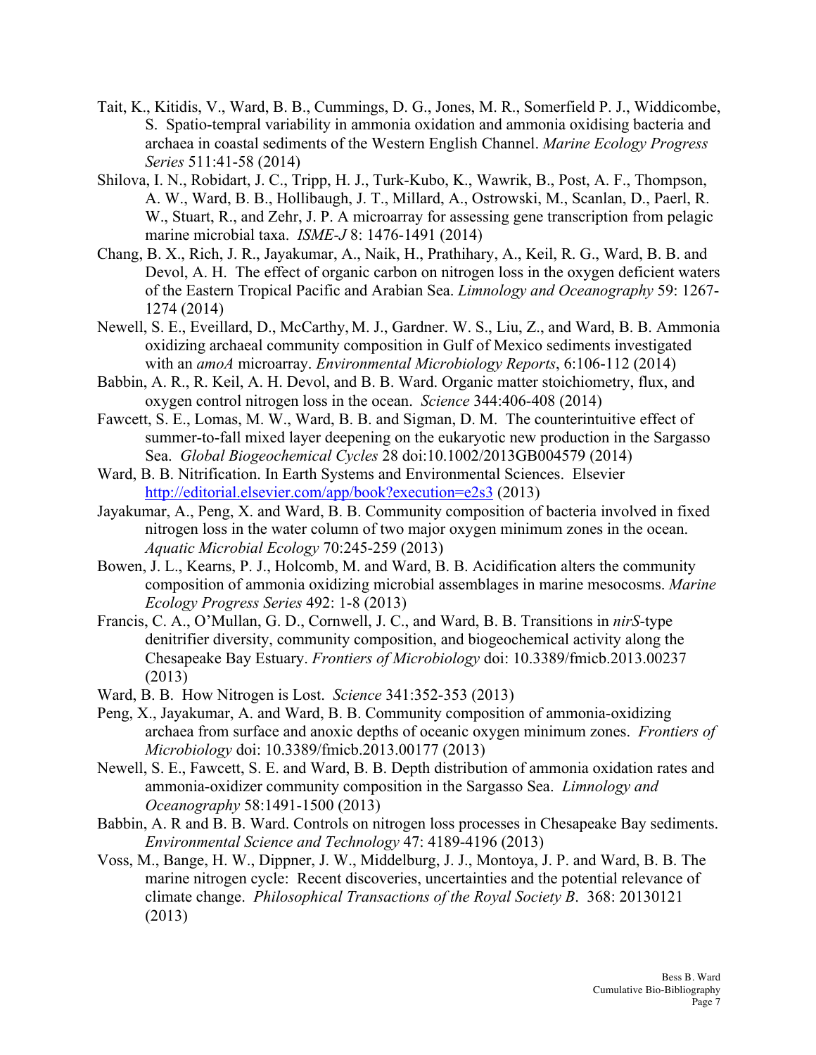Tait, K., Kitidis, V., Ward, B. B., Cummings, D. G., Jones, M. R., Somerfield P. J., Widdicombe, S. Spatio-tempral variability in ammonia oxidation and ammonia oxidising bacteria and archaea in coastal sediments of the Western English Channel. *Marine Ecology Progress Series* 511:41-58 (2014)

Shilova, I. N., Robidart, J. C., Tripp, H. J., Turk-Kubo, K., Wawrik, B., Post, A. F., Thompson, A. W., Ward, B. B., Hollibaugh, J. T., Millard, A., Ostrowski, M., Scanlan, D., Paerl, R. W., Stuart, R., and Zehr, J. P. A microarray for assessing gene transcription from pelagic marine microbial taxa. *ISME-J* 8: 1476-1491 (2014)

Chang, B. X., Rich, J. R., Jayakumar, A., Naik, H., Prathihary, A., Keil, R. G., Ward, B. B. and Devol, A. H. The effect of organic carbon on nitrogen loss in the oxygen deficient waters of the Eastern Tropical Pacific and Arabian Sea. *Limnology and Oceanography* 59: 1267-1274 (2014)

Newell, S. E., Eveillard, D., McCarthy, M. J., Gardner. W. S., Liu, Z., and Ward, B. B. Ammonia oxidizing archaeal community composition in Gulf of Mexico sediments investigated with an *amoA* microarray. *Environmental Microbiology Reports*, 6:106-112 (2014)

Babbin, A. R., R. Keil, A. H. Devol, and B. B. Ward. Organic matter stoichiometry, flux, and oxygen control nitrogen loss in the ocean. *Science* 344:406-408 (2014)

Fawcett, S. E., Lomas, M. W., Ward, B. B. and Sigman, D. M. The counterintuitive effect of summer-to-fall mixed layer deepening on the eukaryotic new production in the Sargasso Sea. *Global Biogeochemical Cycles* 28 doi:10.1002/2013GB004579 (2014)

Ward, B. B. Nitrification. In Earth Systems and Environmental Sciences. Elsevier http://editorial.elsevier.com/app/book?execution=e2s3 (2013)

Jayakumar, A., Peng, X. and Ward, B. B. Community composition of bacteria involved in fixed nitrogen loss in the water column of two major oxygen minimum zones in the ocean. *Aquatic Microbial Ecology* 70:245-259 (2013)

Bowen, J. L., Kearns, P. J., Holcomb, M. and Ward, B. B. Acidification alters the community composition of ammonia oxidizing microbial assemblages in marine mesocosms. *Marine Ecology Progress Series* 492: 1-8 (2013)

Francis, C. A., O'Mullan, G. D., Cornwell, J. C., and Ward, B. B. Transitions in *nirS*-type denitrifier diversity, community composition, and biogeochemical activity along the Chesapeake Bay Estuary. *Frontiers of Microbiology* doi: 10.3389/fmicb.2013.00237 (2013)

Ward, B. B. How Nitrogen is Lost. *Science* 341:352-353 (2013)

Peng, X., Jayakumar, A. and Ward, B. B. Community composition of ammonia-oxidizing archaea from surface and anoxic depths of oceanic oxygen minimum zones. *Frontiers of Microbiology* doi: 10.3389/fmicb.2013.00177 (2013)

Newell, S. E., Fawcett, S. E. and Ward, B. B. Depth distribution of ammonia oxidation rates and ammonia-oxidizer community composition in the Sargasso Sea. *Limnology and Oceanography* 58:1491-1500 (2013)

Babbin, A. R and B. B. Ward. Controls on nitrogen loss processes in Chesapeake Bay sediments. *Environmental Science and Technology* 47: 4189-4196 (2013)

Voss, M., Bange, H. W., Dippner, J. W., Middelburg, J. J., Montoya, J. P. and Ward, B. B. The marine nitrogen cycle: Recent discoveries, uncertainties and the potential relevance of climate change. *Philosophical Transactions of the Royal Society B*. 368: 20130121 (2013)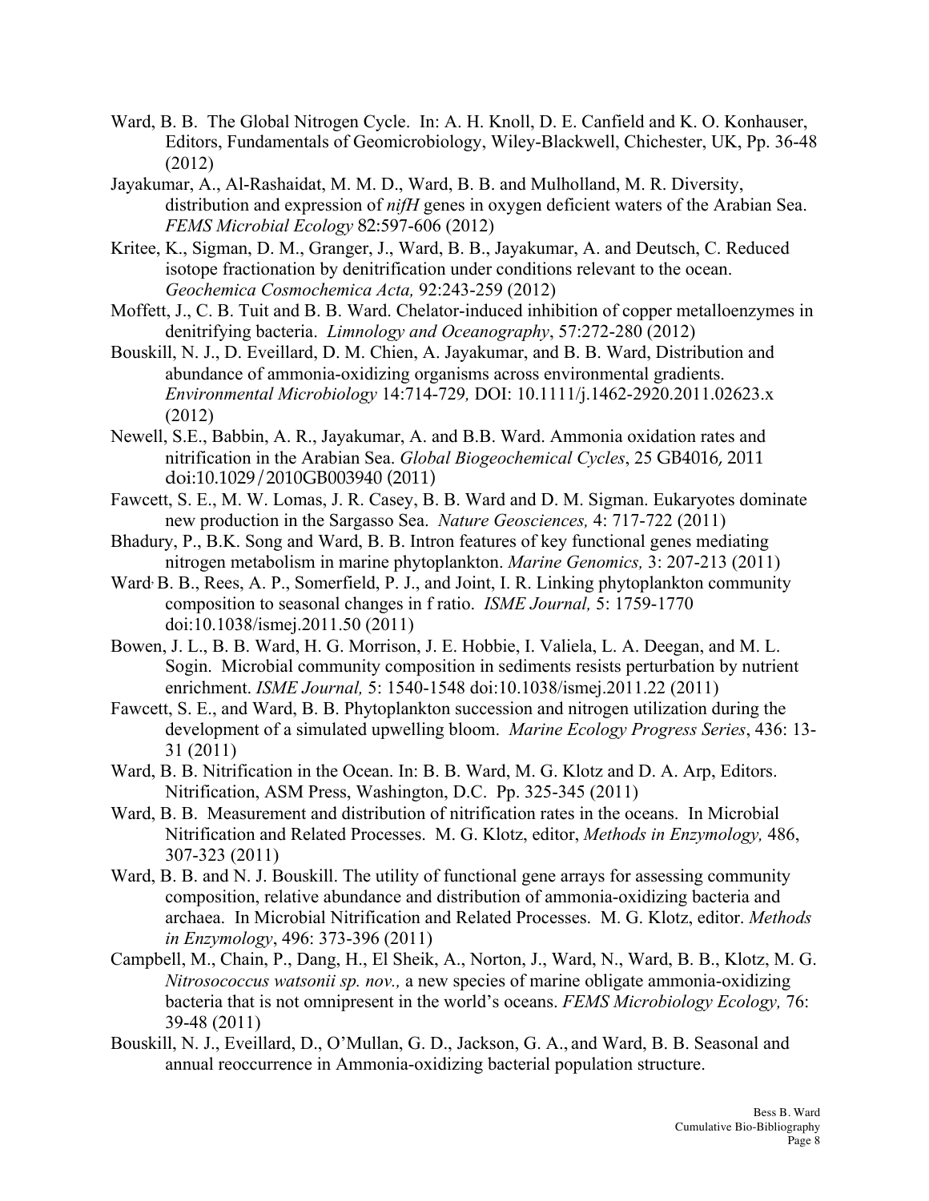Ward, B. B. The Global Nitrogen Cycle. In: A. H. Knoll, D. E. Canfield and K. O. Konhauser, Editors, Fundamentals of Geomicrobiology, Wiley-Blackwell, Chichester, UK, Pp. 36-48 (2012)

Jayakumar, A., Al-Rashaidat, M. M. D., Ward, B. B. and Mulholland, M. R. Diversity, distribution and expression of *nifH* genes in oxygen deficient waters of the Arabian Sea. *FEMS Microbial Ecology* 82:597-606 (2012)

Kritee, K., Sigman, D. M., Granger, J., Ward, B. B., Jayakumar, A. and Deutsch, C. Reduced isotope fractionation by denitrification under conditions relevant to the ocean. *Geochemica Cosmochemica Acta,* 92:243-259 (2012)

Moffett, J., C. B. Tuit and B. B. Ward. Chelator-induced inhibition of copper metalloenzymes in denitrifying bacteria. *Limnology and Oceanography*, 57:272-280 (2012)

Bouskill, N. J., D. Eveillard, D. M. Chien, A. Jayakumar, and B. B. Ward, Distribution and abundance of ammonia-oxidizing organisms across environmental gradients. *Environmental Microbiology* 14:714-729, DOI: 10.1111/j.1462-2920.2011.02623.x (2012)

Newell, S.E., Babbin, A. R., Jayakumar, A. and B.B. Ward. Ammonia oxidation rates and nitrification in the Arabian Sea. *Global Biogeochemical Cycles*, 25 GB4016, 2011 doi:10.1029/2010GB003940 (2011)

Fawcett, S. E., M. W. Lomas, J. R. Casey, B. B. Ward and D. M. Sigman. Eukaryotes dominate new production in the Sargasso Sea. *Nature Geosciences,* 4: 717-722 (2011)

Bhadury, P., B.K. Song and Ward, B. B. Intron features of key functional genes mediating nitrogen metabolism in marine phytoplankton. *Marine Genomics,* 3: 207-213 (2011)

Ward, B. B., Rees, A. P., Somerfield, P. J., and Joint, I. R. Linking phytoplankton community composition to seasonal changes in f ratio. *ISME Journal,* 5: 1759-1770 doi:10.1038/ismej.2011.50 (2011)

Bowen, J. L., B. B. Ward, H. G. Morrison, J. E. Hobbie, I. Valiela, L. A. Deegan, and M. L. Sogin. Microbial community composition in sediments resists perturbation by nutrient enrichment. *ISME Journal,* 5: 1540-1548 doi:10.1038/ismej.2011.22 (2011)

Fawcett, S. E., and Ward, B. B. Phytoplankton succession and nitrogen utilization during the development of a simulated upwelling bloom. *Marine Ecology Progress Series*, 436: 13-31 (2011)

Ward, B. B. Nitrification in the Ocean. In: B. B. Ward, M. G. Klotz and D. A. Arp, Editors. Nitrification, ASM Press, Washington, D.C. Pp. 325-345 (2011)

Ward, B. B. Measurement and distribution of nitrification rates in the oceans. In Microbial Nitrification and Related Processes. M. G. Klotz, editor, *Methods in Enzymology,* 486, 307-323 (2011)

Ward, B. B. and N. J. Bouskill. The utility of functional gene arrays for assessing community composition, relative abundance and distribution of ammonia-oxidizing bacteria and archaea. In Microbial Nitrification and Related Processes. M. G. Klotz, editor. *Methods in Enzymology*, 496: 373-396 (2011)

Campbell, M., Chain, P., Dang, H., El Sheik, A., Norton, J., Ward, N., Ward, B. B., Klotz, M. G. *Nitrosococcus watsonii sp. nov.,* a new species of marine obligate ammonia-oxidizing bacteria that is not omnipresent in the world's oceans. *FEMS Microbiology Ecology,* 76: 39-48 (2011)

Bouskill, N. J., Eveillard, D., O'Mullan, G. D., Jackson, G. A., and Ward, B. B. Seasonal and annual reoccurrence in Ammonia-oxidizing bacterial population structure.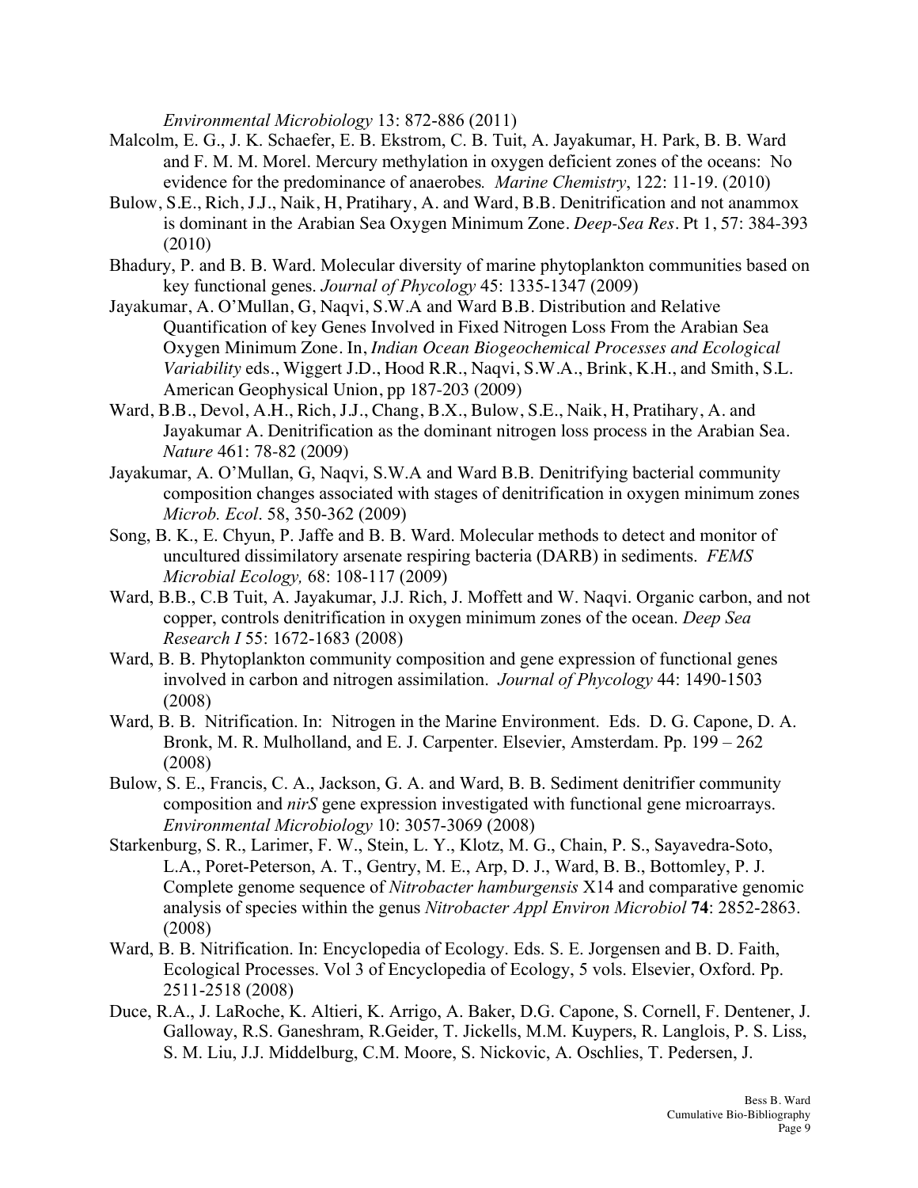*Environmental Microbiology* 13: 872-886 (2011)

Malcolm, E. G., J. K. Schaefer, E. B. Ekstrom, C. B. Tuit, A. Jayakumar, H. Park, B. B. Ward and F. M. M. Morel. Mercury methylation in oxygen deficient zones of the oceans: No evidence for the predominance of anaerobes*. Marine Chemistry*, 122: 11-19. (2010)

Bulow, S.E., Rich, J.J., Naik, H, Pratihary, A. and Ward, B.B. Denitrification and not anammox is dominant in the Arabian Sea Oxygen Minimum Zone. *Deep-Sea Res*. Pt 1, 57: 384-393 (2010)

Bhadury, P. and B. B. Ward. Molecular diversity of marine phytoplankton communities based on key functional genes. *Journal of Phycology* 45: 1335-1347 (2009)

Jayakumar, A. O'Mullan, G, Naqvi, S.W.A and Ward B.B. Distribution and Relative Quantification of key Genes Involved in Fixed Nitrogen Loss From the Arabian Sea Oxygen Minimum Zone. In, *Indian Ocean Biogeochemical Processes and Ecological Variability* eds., Wiggert J.D., Hood R.R., Naqvi, S.W.A., Brink, K.H., and Smith, S.L. American Geophysical Union, pp 187-203 (2009)

Ward, B.B., Devol, A.H., Rich, J.J., Chang, B.X., Bulow, S.E., Naik, H, Pratihary, A. and Jayakumar A. Denitrification as the dominant nitrogen loss process in the Arabian Sea. *Nature* 461: 78-82 (2009)

Jayakumar, A. O'Mullan, G, Naqvi, S.W.A and Ward B.B. Denitrifying bacterial community composition changes associated with stages of denitrification in oxygen minimum zones *Microb. Ecol*. 58, 350-362 (2009)

Song, B. K., E. Chyun, P. Jaffe and B. B. Ward. Molecular methods to detect and monitor of uncultured dissimilatory arsenate respiring bacteria (DARB) in sediments. *FEMS Microbial Ecology,* 68: 108-117 (2009)

Ward, B.B., C.B Tuit, A. Jayakumar, J.J. Rich, J. Moffett and W. Naqvi. Organic carbon, and not copper, controls denitrification in oxygen minimum zones of the ocean. *Deep Sea Research I* 55: 1672-1683 (2008)

Ward, B. B. Phytoplankton community composition and gene expression of functional genes involved in carbon and nitrogen assimilation. *Journal of Phycology* 44: 1490-1503 (2008)

Ward, B. B. Nitrification. In: Nitrogen in the Marine Environment. Eds. D. G. Capone, D. A. Bronk, M. R. Mulholland, and E. J. Carpenter. Elsevier, Amsterdam. Pp. 199 – 262 (2008)

Bulow, S. E., Francis, C. A., Jackson, G. A. and Ward, B. B. Sediment denitrifier community composition and *nirS* gene expression investigated with functional gene microarrays. *Environmental Microbiology* 10: 3057-3069 (2008)

Starkenburg, S. R., Larimer, F. W., Stein, L. Y., Klotz, M. G., Chain, P. S., Sayavedra-Soto, L.A., Poret-Peterson, A. T., Gentry, M. E., Arp, D. J., Ward, B. B., Bottomley, P. J. Complete genome sequence of *Nitrobacter hamburgensis* X14 and comparative genomic analysis of species within the genus *Nitrobacter Appl Environ Microbiol* **74**: 2852-2863. (2008)

Ward, B. B. Nitrification. In: Encyclopedia of Ecology. Eds. S. E. Jorgensen and B. D. Faith, Ecological Processes. Vol 3 of Encyclopedia of Ecology, 5 vols. Elsevier, Oxford. Pp. 2511-2518 (2008)

Duce, R.A., J. LaRoche, K. Altieri, K. Arrigo, A. Baker, D.G. Capone, S. Cornell, F. Dentener, J. Galloway, R.S. Ganeshram, R.Geider, T. Jickells, M.M. Kuypers, R. Langlois, P. S. Liss, S. M. Liu, J.J. Middelburg, C.M. Moore, S. Nickovic, A. Oschlies, T. Pedersen, J.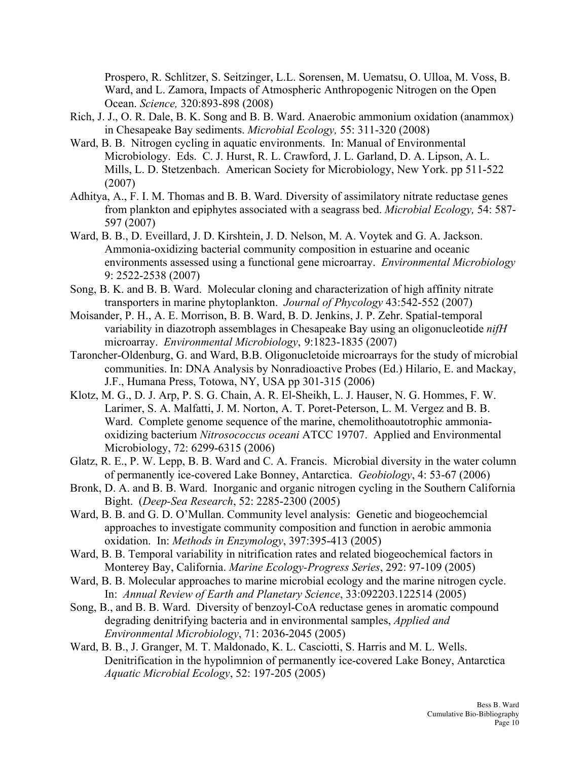Prospero, R. Schlitzer, S. Seitzinger, L.L. Sorensen, M. Uematsu, O. Ulloa, M. Voss, B. Ward, and L. Zamora, Impacts of Atmospheric Anthropogenic Nitrogen on the Open Ocean. *Science,* 320:893-898 (2008)

Rich, J. J., O. R. Dale, B. K. Song and B. B. Ward. Anaerobic ammonium oxidation (anammox) in Chesapeake Bay sediments. *Microbial Ecology,* 55: 311-320 (2008)

Ward, B. B. Nitrogen cycling in aquatic environments. In: Manual of Environmental Microbiology. Eds. C. J. Hurst, R. L. Crawford, J. L. Garland, D. A. Lipson, A. L. Mills, L. D. Stetzenbach. American Society for Microbiology, New York. pp 511-522 (2007)

Adhitya, A., F. I. M. Thomas and B. B. Ward. Diversity of assimilatory nitrate reductase genes from plankton and epiphytes associated with a seagrass bed. *Microbial Ecology,* 54: 587-597 (2007)

Ward, B. B., D. Eveillard, J. D. Kirshtein, J. D. Nelson, M. A. Voytek and G. A. Jackson. Ammonia-oxidizing bacterial community composition in estuarine and oceanic environments assessed using a functional gene microarray. *Environmental Microbiology* 9: 2522-2538 (2007)

Song, B. K. and B. B. Ward. Molecular cloning and characterization of high affinity nitrate transporters in marine phytoplankton. *Journal of Phycology* 43:542-552 (2007)

Moisander, P. H., A. E. Morrison, B. B. Ward, B. D. Jenkins, J. P. Zehr. Spatial-temporal variability in diazotroph assemblages in Chesapeake Bay using an oligonucleotide *nifH* microarray. *Environmental Microbiology*, 9:1823-1835 (2007)

Taroncher-Oldenburg, G. and Ward, B.B. Oligonucletoide microarrays for the study of microbial communities. In: DNA Analysis by Nonradioactive Probes (Ed.) Hilario, E. and Mackay, J.F., Humana Press, Totowa, NY, USA pp 301-315 (2006)

Klotz, M. G., D. J. Arp, P. S. G. Chain, A. R. El-Sheikh, L. J. Hauser, N. G. Hommes, F. W. Larimer, S. A. Malfatti, J. M. Norton, A. T. Poret-Peterson, L. M. Vergez and B. B. Ward. Complete genome sequence of the marine, chemolithoautotrophic ammonia-oxidizing bacterium *Nitrosococcus oceani* ATCC 19707. Applied and Environmental Microbiology, 72: 6299-6315 (2006)

Glatz, R. E., P. W. Lepp, B. B. Ward and C. A. Francis. Microbial diversity in the water column of permanently ice-covered Lake Bonney, Antarctica. *Geobiology*, 4: 53-67 (2006)

Bronk, D. A. and B. B. Ward. Inorganic and organic nitrogen cycling in the Southern California Bight. (*Deep-Sea Research*, 52: 2285-2300 (2005)

Ward, B. B. and G. D. O'Mullan. Community level analysis: Genetic and biogeochemcial approaches to investigate community composition and function in aerobic ammonia oxidation. In: *Methods in Enzymology*, 397:395-413 (2005)

Ward, B. B. Temporal variability in nitrification rates and related biogeochemical factors in Monterey Bay, California. *Marine Ecology-Progress Series*, 292: 97-109 (2005)

Ward, B. B. Molecular approaches to marine microbial ecology and the marine nitrogen cycle. In: *Annual Review of Earth and Planetary Science*, 33:092203.122514 (2005)

Song, B., and B. B. Ward. Diversity of benzoyl-CoA reductase genes in aromatic compound degrading denitrifying bacteria and in environmental samples, *Applied and Environmental Microbiology*, 71: 2036-2045 (2005)

Ward, B. B., J. Granger, M. T. Maldonado, K. L. Casciotti, S. Harris and M. L. Wells. Denitrification in the hypolimnion of permanently ice-covered Lake Boney, Antarctica *Aquatic Microbial Ecology*, 52: 197-205 (2005)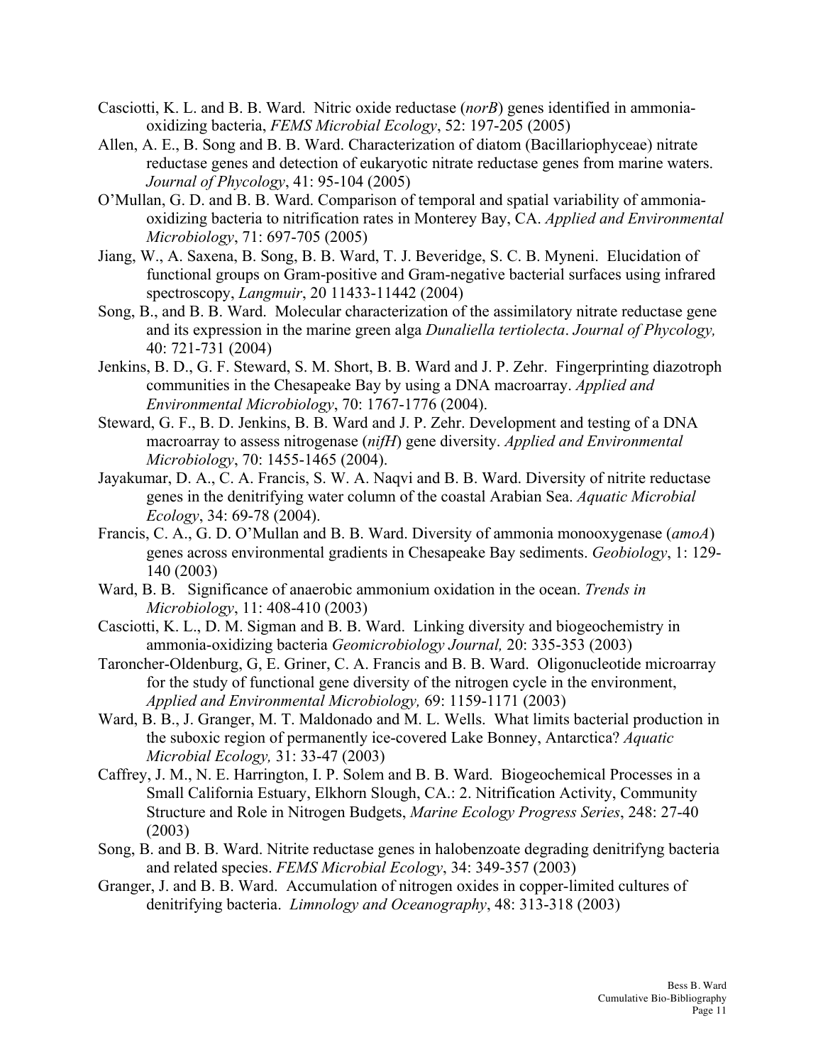Casciotti, K. L. and B. B. Ward. Nitric oxide reductase (*norB*) genes identified in ammonia-oxidizing bacteria, *FEMS Microbial Ecology*, 52: 197-205 (2005)

Allen, A. E., B. Song and B. B. Ward. Characterization of diatom (Bacillariophyceae) nitrate reductase genes and detection of eukaryotic nitrate reductase genes from marine waters. *Journal of Phycology*, 41: 95-104 (2005)

O'Mullan, G. D. and B. B. Ward. Comparison of temporal and spatial variability of ammonia-oxidizing bacteria to nitrification rates in Monterey Bay, CA. *Applied and Environmental Microbiology*, 71: 697-705 (2005)

Jiang, W., A. Saxena, B. Song, B. B. Ward, T. J. Beveridge, S. C. B. Myneni. Elucidation of functional groups on Gram-positive and Gram-negative bacterial surfaces using infrared spectroscopy, *Langmuir*, 20 11433-11442 (2004)

Song, B., and B. B. Ward. Molecular characterization of the assimilatory nitrate reductase gene and its expression in the marine green alga *Dunaliella tertiolecta*. *Journal of Phycology,* 40: 721-731 (2004)

Jenkins, B. D., G. F. Steward, S. M. Short, B. B. Ward and J. P. Zehr. Fingerprinting diazotroph communities in the Chesapeake Bay by using a DNA macroarray. *Applied and Environmental Microbiology*, 70: 1767-1776 (2004).

Steward, G. F., B. D. Jenkins, B. B. Ward and J. P. Zehr. Development and testing of a DNA macroarray to assess nitrogenase (*nifH*) gene diversity. *Applied and Environmental Microbiology*, 70: 1455-1465 (2004).

Jayakumar, D. A., C. A. Francis, S. W. A. Naqvi and B. B. Ward. Diversity of nitrite reductase genes in the denitrifying water column of the coastal Arabian Sea. *Aquatic Microbial Ecology*, 34: 69-78 (2004).

Francis, C. A., G. D. O'Mullan and B. B. Ward. Diversity of ammonia monooxygenase (*amoA*) genes across environmental gradients in Chesapeake Bay sediments. *Geobiology*, 1: 129-140 (2003)

Ward, B. B. Significance of anaerobic ammonium oxidation in the ocean. *Trends in Microbiology*, 11: 408-410 (2003)

Casciotti, K. L., D. M. Sigman and B. B. Ward. Linking diversity and biogeochemistry in ammonia-oxidizing bacteria *Geomicrobiology Journal,* 20: 335-353 (2003)

Taroncher-Oldenburg, G, E. Griner, C. A. Francis and B. B. Ward. Oligonucleotide microarray for the study of functional gene diversity of the nitrogen cycle in the environment, *Applied and Environmental Microbiology,* 69: 1159-1171 (2003)

Ward, B. B., J. Granger, M. T. Maldonado and M. L. Wells. What limits bacterial production in the suboxic region of permanently ice-covered Lake Bonney, Antarctica? *Aquatic Microbial Ecology,* 31: 33-47 (2003)

Caffrey, J. M., N. E. Harrington, I. P. Solem and B. B. Ward. Biogeochemical Processes in a Small California Estuary, Elkhorn Slough, CA.: 2. Nitrification Activity, Community Structure and Role in Nitrogen Budgets, *Marine Ecology Progress Series*, 248: 27-40 (2003)

Song, B. and B. B. Ward. Nitrite reductase genes in halobenzoate degrading denitrifyng bacteria and related species. *FEMS Microbial Ecology*, 34: 349-357 (2003)

Granger, J. and B. B. Ward. Accumulation of nitrogen oxides in copper-limited cultures of denitrifying bacteria. *Limnology and Oceanography*, 48: 313-318 (2003)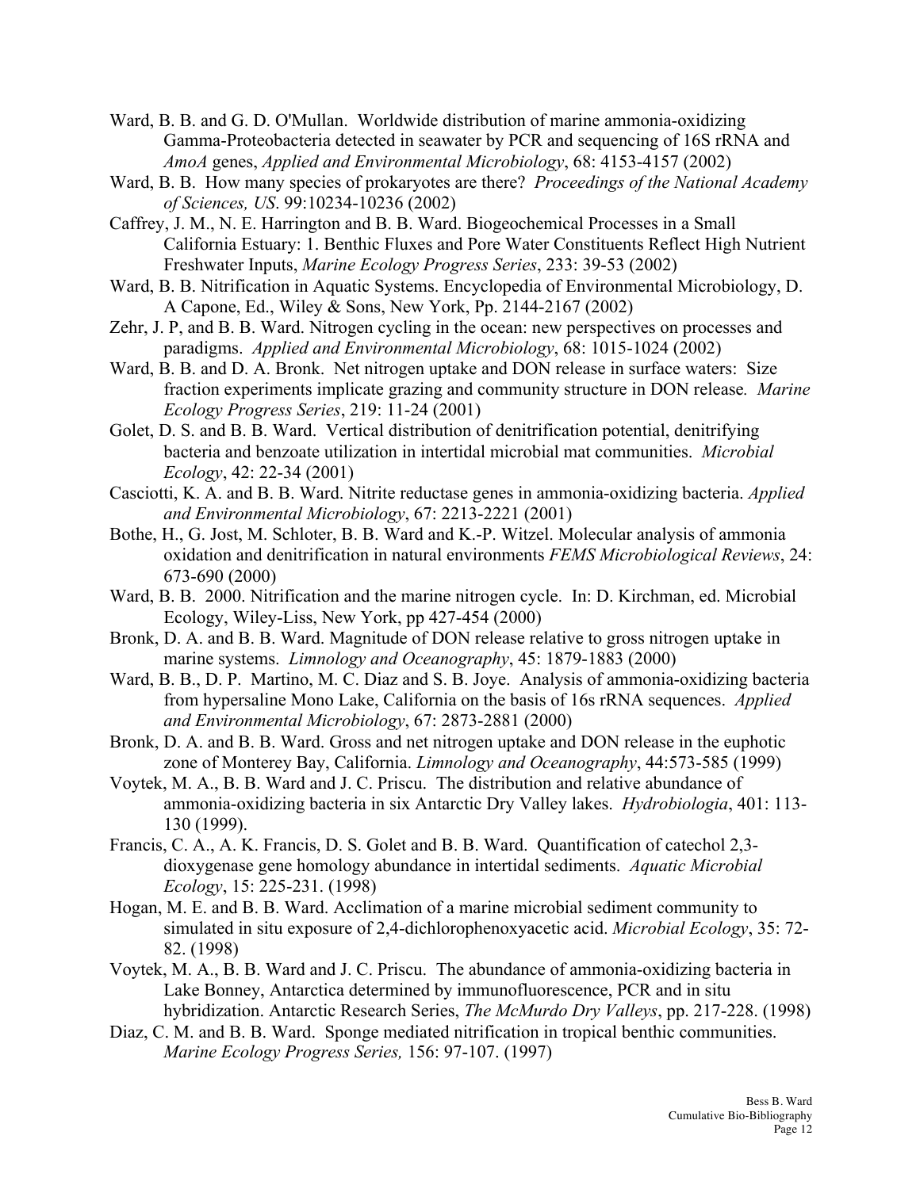Ward, B. B. and G. D. O'Mullan. Worldwide distribution of marine ammonia-oxidizing Gamma-Proteobacteria detected in seawater by PCR and sequencing of 16S rRNA and *AmoA* genes, *Applied and Environmental Microbiology*, 68: 4153-4157 (2002)

Ward, B. B. How many species of prokaryotes are there? *Proceedings of the National Academy of Sciences, US*. 99:10234-10236 (2002)

Caffrey, J. M., N. E. Harrington and B. B. Ward. Biogeochemical Processes in a Small California Estuary: 1. Benthic Fluxes and Pore Water Constituents Reflect High Nutrient Freshwater Inputs, *Marine Ecology Progress Series*, 233: 39-53 (2002)

Ward, B. B. Nitrification in Aquatic Systems. Encyclopedia of Environmental Microbiology, D. A Capone, Ed., Wiley & Sons, New York, Pp. 2144-2167 (2002)

Zehr, J. P, and B. B. Ward. Nitrogen cycling in the ocean: new perspectives on processes and paradigms. *Applied and Environmental Microbiology*, 68: 1015-1024 (2002)

Ward, B. B. and D. A. Bronk. Net nitrogen uptake and DON release in surface waters: Size fraction experiments implicate grazing and community structure in DON release. *Marine Ecology Progress Series*, 219: 11-24 (2001)

Golet, D. S. and B. B. Ward. Vertical distribution of denitrification potential, denitrifying bacteria and benzoate utilization in intertidal microbial mat communities. *Microbial Ecology*, 42: 22-34 (2001)

Casciotti, K. A. and B. B. Ward. Nitrite reductase genes in ammonia-oxidizing bacteria. *Applied and Environmental Microbiology*, 67: 2213-2221 (2001)

Bothe, H., G. Jost, M. Schloter, B. B. Ward and K.-P. Witzel. Molecular analysis of ammonia oxidation and denitrification in natural environments *FEMS Microbiological Reviews*, 24: 673-690 (2000)

Ward, B. B. 2000. Nitrification and the marine nitrogen cycle. In: D. Kirchman, ed. Microbial Ecology, Wiley-Liss, New York, pp 427-454 (2000)

Bronk, D. A. and B. B. Ward. Magnitude of DON release relative to gross nitrogen uptake in marine systems. *Limnology and Oceanography*, 45: 1879-1883 (2000)

Ward, B. B., D. P. Martino, M. C. Diaz and S. B. Joye. Analysis of ammonia-oxidizing bacteria from hypersaline Mono Lake, California on the basis of 16s rRNA sequences. *Applied and Environmental Microbiology*, 67: 2873-2881 (2000)

Bronk, D. A. and B. B. Ward. Gross and net nitrogen uptake and DON release in the euphotic zone of Monterey Bay, California. *Limnology and Oceanography*, 44:573-585 (1999)

Voytek, M. A., B. B. Ward and J. C. Priscu. The distribution and relative abundance of ammonia-oxidizing bacteria in six Antarctic Dry Valley lakes. *Hydrobiologia*, 401: 113-130 (1999).

Francis, C. A., A. K. Francis, D. S. Golet and B. B. Ward. Quantification of catechol 2,3-dioxygenase gene homology abundance in intertidal sediments. *Aquatic Microbial Ecology*, 15: 225-231. (1998)

Hogan, M. E. and B. B. Ward. Acclimation of a marine microbial sediment community to simulated in situ exposure of 2,4-dichlorophenoxyacetic acid. *Microbial Ecology*, 35: 72-82. (1998)

Voytek, M. A., B. B. Ward and J. C. Priscu. The abundance of ammonia-oxidizing bacteria in Lake Bonney, Antarctica determined by immunofluorescence, PCR and in situ hybridization. Antarctic Research Series, *The McMurdo Dry Valleys*, pp. 217-228. (1998)

Diaz, C. M. and B. B. Ward. Sponge mediated nitrification in tropical benthic communities. *Marine Ecology Progress Series,* 156: 97-107. (1997)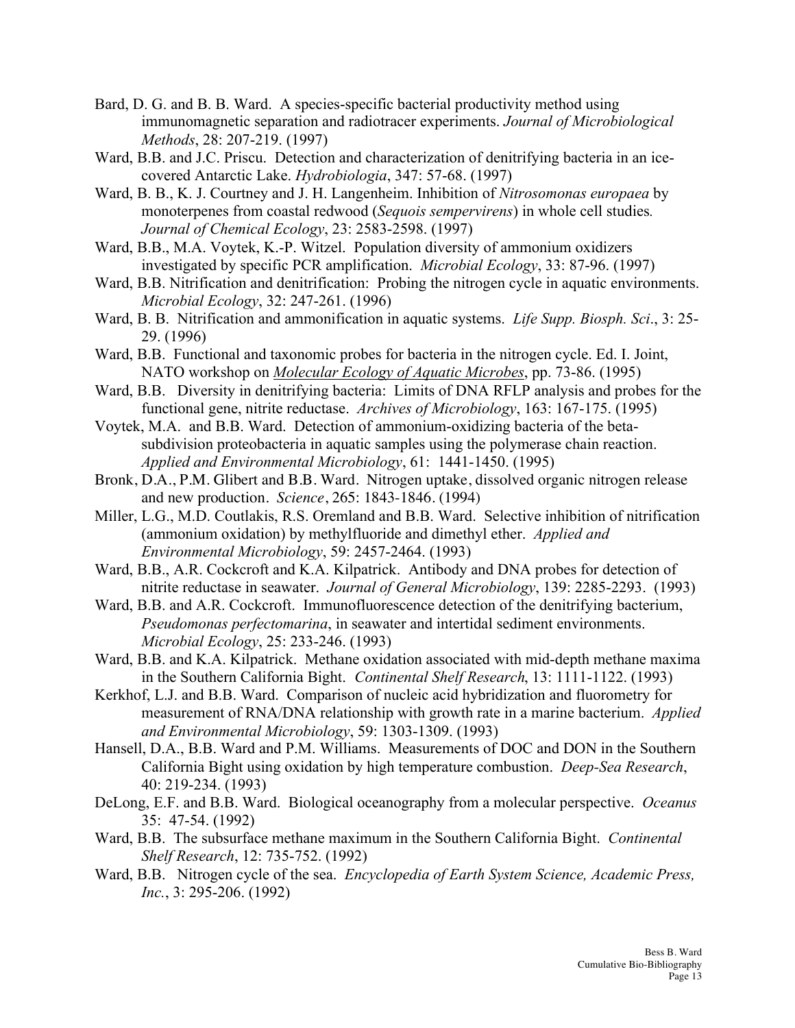Bard, D. G. and B. B. Ward. A species-specific bacterial productivity method using immunomagnetic separation and radiotracer experiments. *Journal of Microbiological Methods*, 28: 207-219. (1997)

Ward, B.B. and J.C. Priscu. Detection and characterization of denitrifying bacteria in an ice-covered Antarctic Lake. *Hydrobiologia*, 347: 57-68. (1997)

Ward, B. B., K. J. Courtney and J. H. Langenheim. Inhibition of *Nitrosomonas europaea* by monoterpenes from coastal redwood (*Sequois sempervirens*) in whole cell studies. *Journal of Chemical Ecology*, 23: 2583-2598. (1997)

Ward, B.B., M.A. Voytek, K.-P. Witzel. Population diversity of ammonium oxidizers investigated by specific PCR amplification. *Microbial Ecology*, 33: 87-96. (1997)

Ward, B.B. Nitrification and denitrification: Probing the nitrogen cycle in aquatic environments. *Microbial Ecology*, 32: 247-261. (1996)

Ward, B. B. Nitrification and ammonification in aquatic systems. *Life Supp. Biosph. Sci*., 3: 25-29. (1996)

Ward, B.B. Functional and taxonomic probes for bacteria in the nitrogen cycle. Ed. I. Joint, NATO workshop on Molecular Ecology of Aquatic Microbes, pp. 73-86. (1995)

Ward, B.B. Diversity in denitrifying bacteria: Limits of DNA RFLP analysis and probes for the functional gene, nitrite reductase. *Archives of Microbiology*, 163: 167-175. (1995)

Voytek, M.A. and B.B. Ward. Detection of ammonium-oxidizing bacteria of the beta-subdivision proteobacteria in aquatic samples using the polymerase chain reaction. *Applied and Environmental Microbiology*, 61: 1441-1450. (1995)

Bronk, D.A., P.M. Glibert and B.B. Ward. Nitrogen uptake, dissolved organic nitrogen release and new production. *Science*, 265: 1843-1846. (1994)

Miller, L.G., M.D. Coutlakis, R.S. Oremland and B.B. Ward. Selective inhibition of nitrification (ammonium oxidation) by methylfluoride and dimethyl ether. *Applied and Environmental Microbiology*, 59: 2457-2464. (1993)

Ward, B.B., A.R. Cockcroft and K.A. Kilpatrick. Antibody and DNA probes for detection of nitrite reductase in seawater. *Journal of General Microbiology*, 139: 2285-2293. (1993)

Ward, B.B. and A.R. Cockcroft. Immunofluorescence detection of the denitrifying bacterium, *Pseudomonas perfectomarina*, in seawater and intertidal sediment environments. *Microbial Ecology*, 25: 233-246. (1993)

Ward, B.B. and K.A. Kilpatrick. Methane oxidation associated with mid-depth methane maxima in the Southern California Bight. *Continental Shelf Research*, 13: 1111-1122. (1993)

Kerkhof, L.J. and B.B. Ward. Comparison of nucleic acid hybridization and fluorometry for measurement of RNA/DNA relationship with growth rate in a marine bacterium. *Applied and Environmental Microbiology*, 59: 1303-1309. (1993)

Hansell, D.A., B.B. Ward and P.M. Williams. Measurements of DOC and DON in the Southern California Bight using oxidation by high temperature combustion. *Deep-Sea Research*, 40: 219-234. (1993)

DeLong, E.F. and B.B. Ward. Biological oceanography from a molecular perspective. *Oceanus* 35: 47-54. (1992)

Ward, B.B. The subsurface methane maximum in the Southern California Bight. *Continental Shelf Research*, 12: 735-752. (1992)

Ward, B.B. Nitrogen cycle of the sea. *Encyclopedia of Earth System Science, Academic Press, Inc.*, 3: 295-206. (1992)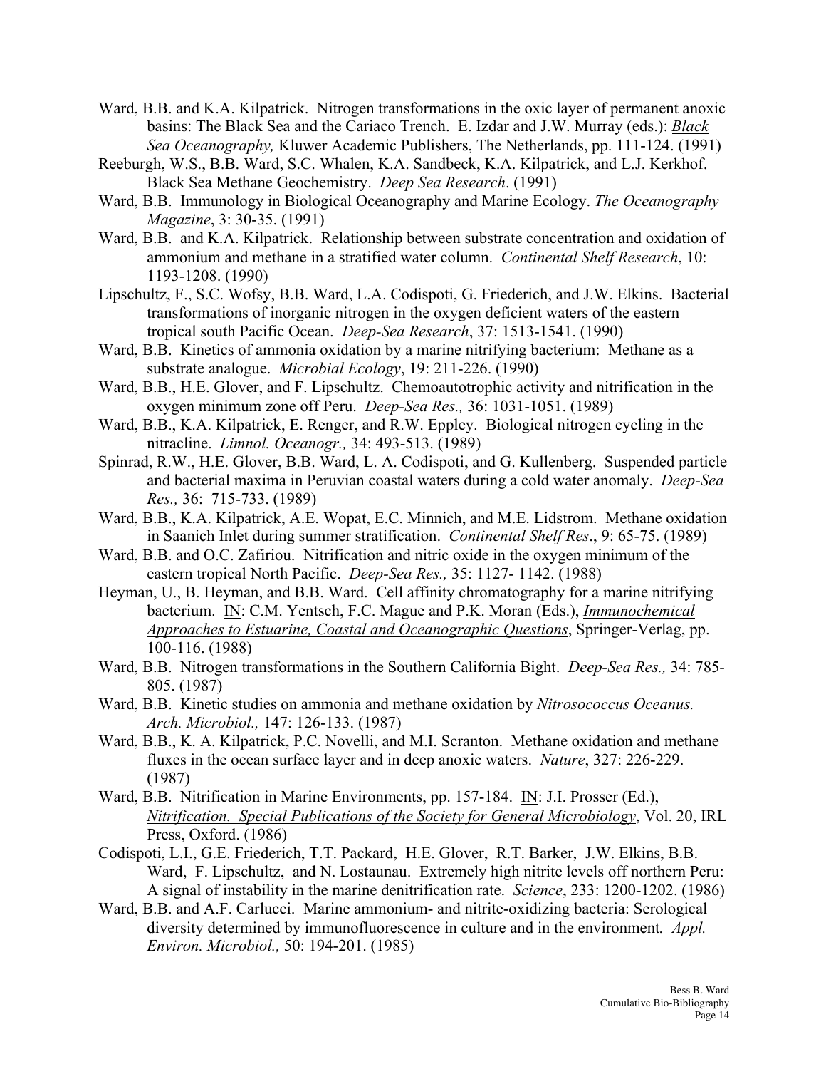Ward, B.B. and K.A. Kilpatrick. Nitrogen transformations in the oxic layer of permanent anoxic basins: The Black Sea and the Cariaco Trench. E. Izdar and J.W. Murray (eds.): *Black Sea Oceanography,* Kluwer Academic Publishers, The Netherlands, pp. 111-124. (1991)

Reeburgh, W.S., B.B. Ward, S.C. Whalen, K.A. Sandbeck, K.A. Kilpatrick, and L.J. Kerkhof. Black Sea Methane Geochemistry. *Deep Sea Research*. (1991)

Ward, B.B. Immunology in Biological Oceanography and Marine Ecology. *The Oceanography Magazine*, 3: 30-35. (1991)

Ward, B.B. and K.A. Kilpatrick. Relationship between substrate concentration and oxidation of ammonium and methane in a stratified water column. *Continental Shelf Research*, 10: 1193-1208. (1990)

Lipschultz, F., S.C. Wofsy, B.B. Ward, L.A. Codispoti, G. Friederich, and J.W. Elkins. Bacterial transformations of inorganic nitrogen in the oxygen deficient waters of the eastern tropical south Pacific Ocean. *Deep-Sea Research*, 37: 1513-1541. (1990)

Ward, B.B. Kinetics of ammonia oxidation by a marine nitrifying bacterium: Methane as a substrate analogue. *Microbial Ecology*, 19: 211-226. (1990)

Ward, B.B., H.E. Glover, and F. Lipschultz. Chemoautotrophic activity and nitrification in the oxygen minimum zone off Peru. *Deep-Sea Res.,* 36: 1031-1051. (1989)

Ward, B.B., K.A. Kilpatrick, E. Renger, and R.W. Eppley. Biological nitrogen cycling in the nitracline. *Limnol. Oceanogr.,* 34: 493-513. (1989)

Spinrad, R.W., H.E. Glover, B.B. Ward, L. A. Codispoti, and G. Kullenberg. Suspended particle and bacterial maxima in Peruvian coastal waters during a cold water anomaly. *Deep-Sea Res.,* 36: 715-733. (1989)

Ward, B.B., K.A. Kilpatrick, A.E. Wopat, E.C. Minnich, and M.E. Lidstrom. Methane oxidation in Saanich Inlet during summer stratification. *Continental Shelf Res*., 9: 65-75. (1989)

Ward, B.B. and O.C. Zafiriou. Nitrification and nitric oxide in the oxygen minimum of the eastern tropical North Pacific. *Deep-Sea Res.,* 35: 1127- 1142. (1988)

Heyman, U., B. Heyman, and B.B. Ward. Cell affinity chromatography for a marine nitrifying bacterium. IN: C.M. Yentsch, F.C. Mague and P.K. Moran (Eds.), *Immunochemical Approaches to Estuarine, Coastal and Oceanographic Questions*, Springer-Verlag, pp. 100-116. (1988)

Ward, B.B. Nitrogen transformations in the Southern California Bight. *Deep-Sea Res.,* 34: 785-805. (1987)

Ward, B.B. Kinetic studies on ammonia and methane oxidation by *Nitrosococcus Oceanus. Arch. Microbiol.,* 147: 126-133. (1987)

Ward, B.B., K. A. Kilpatrick, P.C. Novelli, and M.I. Scranton. Methane oxidation and methane fluxes in the ocean surface layer and in deep anoxic waters. *Nature*, 327: 226-229. (1987)

Ward, B.B. Nitrification in Marine Environments, pp. 157-184. IN: J.I. Prosser (Ed.), *Nitrification. Special Publications of the Society for General Microbiology*, Vol. 20, IRL Press, Oxford. (1986)

Codispoti, L.I., G.E. Friederich, T.T. Packard, H.E. Glover, R.T. Barker, J.W. Elkins, B.B. Ward, F. Lipschultz, and N. Lostaunau. Extremely high nitrite levels off northern Peru: A signal of instability in the marine denitrification rate. *Science*, 233: 1200-1202. (1986)

Ward, B.B. and A.F. Carlucci. Marine ammonium- and nitrite-oxidizing bacteria: Serological diversity determined by immunofluorescence in culture and in the environment*. Appl. Environ. Microbiol.,* 50: 194-201. (1985)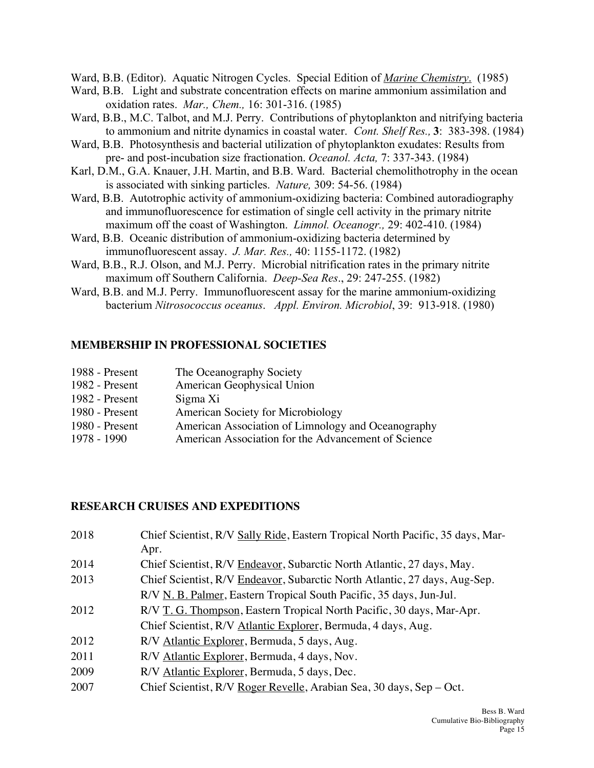Ward, B.B. (Editor). Aquatic Nitrogen Cycles. Special Edition of *Marine Chemistry*. (1985)

Ward, B.B. Light and substrate concentration effects on marine ammonium assimilation and oxidation rates. *Mar., Chem.,* 16: 301-316. (1985)

Ward, B.B., M.C. Talbot, and M.J. Perry. Contributions of phytoplankton and nitrifying bacteria to ammonium and nitrite dynamics in coastal water. *Cont. Shelf Res.,* **3**: 383-398. (1984)

Ward, B.B. Photosynthesis and bacterial utilization of phytoplankton exudates: Results from pre- and post-incubation size fractionation. *Oceanol. Acta,* 7: 337-343. (1984)

Karl, D.M., G.A. Knauer, J.H. Martin, and B.B. Ward. Bacterial chemolithotrophy in the ocean is associated with sinking particles. *Nature,* 309: 54-56. (1984)

Ward, B.B. Autotrophic activity of ammonium-oxidizing bacteria: Combined autoradiography and immunofluorescence for estimation of single cell activity in the primary nitrite maximum off the coast of Washington. *Limnol. Oceanogr.,* 29: 402-410. (1984)

Ward, B.B. Oceanic distribution of ammonium-oxidizing bacteria determined by immunofluorescent assay. *J. Mar. Res.,* 40: 1155-1172. (1982)

Ward, B.B., R.J. Olson, and M.J. Perry. Microbial nitrification rates in the primary nitrite maximum off Southern California. *Deep-Sea Res*., 29: 247-255. (1982)

Ward, B.B. and M.J. Perry. Immunofluorescent assay for the marine ammonium-oxidizing bacterium *Nitrosococcus oceanus*. *Appl. Environ. Microbiol*, 39: 913-918. (1980)

## MEMBERSHIP IN PROFESSIONAL SOCIETIES

| | |
|---|---|
| 1988 - Present | The Oceanography Society |
| 1982 - Present | American Geophysical Union |
| 1982 - Present | Sigma Xi |
| 1980 - Present | American Society for Microbiology |
| 1980 - Present | American Association of Limnology and Oceanography |
| 1978 - 1990 | American Association for the Advancement of Science |

## RESEARCH CRUISES AND EXPEDITIONS

| | |
|---|---|
| 2018 | Chief Scientist, R/V Sally Ride, Eastern Tropical North Pacific, 35 days, Mar-Apr. |
| 2014 | Chief Scientist, R/V Endeavor, Subarctic North Atlantic, 27 days, May. |
| 2013 | Chief Scientist, R/V Endeavor, Subarctic North Atlantic, 27 days, Aug-Sep. |
| | R/V N. B. Palmer, Eastern Tropical South Pacific, 35 days, Jun-Jul. |
| 2012 | R/V T. G. Thompson, Eastern Tropical North Pacific, 30 days, Mar-Apr. |
| | Chief Scientist, R/V Atlantic Explorer, Bermuda, 4 days, Aug. |
| 2012 | R/V Atlantic Explorer, Bermuda, 5 days, Aug. |
| 2011 | R/V Atlantic Explorer, Bermuda, 4 days, Nov. |
| 2009 | R/V Atlantic Explorer, Bermuda, 5 days, Dec. |
| 2007 | Chief Scientist, R/V Roger Revelle, Arabian Sea, 30 days, Sep – Oct. |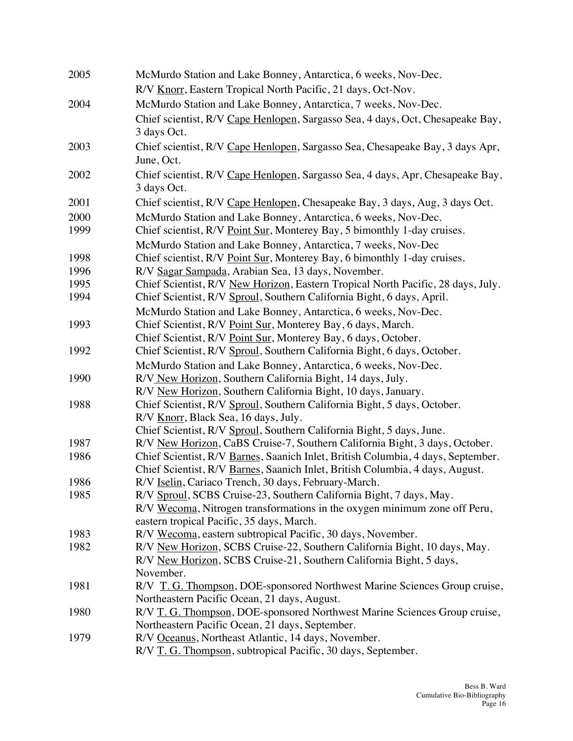| | |
|---|---|
| 2005 | McMurdo Station and Lake Bonney, Antarctica, 6 weeks, Nov-Dec. |
| | R/V Knorr, Eastern Tropical North Pacific, 21 days, Oct-Nov. |
| 2004 | McMurdo Station and Lake Bonney, Antarctica, 7 weeks, Nov-Dec. |
| | Chief scientist, R/V Cape Henlopen, Sargasso Sea, 4 days, Oct, Chesapeake Bay, 3 days Oct. |
| 2003 | Chief scientist, R/V Cape Henlopen, Sargasso Sea, Chesapeake Bay, 3 days Apr, June, Oct. |
| 2002 | Chief scientist, R/V Cape Henlopen, Sargasso Sea, 4 days, Apr, Chesapeake Bay, 3 days Oct. |
| 2001 | Chief scientist, R/V Cape Henlopen, Chesapeake Bay, 3 days, Aug, 3 days Oct. |
| 2000 | McMurdo Station and Lake Bonney, Antarctica, 6 weeks, Nov-Dec. |
| 1999 | Chief scientist, R/V Point Sur, Monterey Bay, 5 bimonthly 1-day cruises. |
| | McMurdo Station and Lake Bonney, Antarctica, 7 weeks, Nov-Dec |
| 1998 | Chief scientist, R/V Point Sur, Monterey Bay, 6 bimonthly 1-day cruises. |
| 1996 | R/V Sagar Sampada, Arabian Sea, 13 days, November. |
| 1995 | Chief Scientist, R/V New Horizon, Eastern Tropical North Pacific, 28 days, July. |
| 1994 | Chief Scientist, R/V Sproul, Southern California Bight, 6 days, April. |
| | McMurdo Station and Lake Bonney, Antarctica, 6 weeks, Nov-Dec. |
| 1993 | Chief Scientist, R/V Point Sur, Monterey Bay, 6 days, March. |
| | Chief Scientist, R/V Point Sur, Monterey Bay, 6 days, October. |
| 1992 | Chief Scientist, R/V Sproul, Southern California Bight, 6 days, October. |
| | McMurdo Station and Lake Bonney, Antarctica, 6 weeks, Nov-Dec. |
| 1990 | R/V New Horizon, Southern California Bight, 14 days, July. |
| | R/V New Horizon, Southern California Bight, 10 days, January. |
| 1988 | Chief Scientist, R/V Sproul, Southern California Bight, 5 days, October. |
| | R/V Knorr, Black Sea, 16 days, July. |
| | Chief Scientist, R/V Sproul, Southern California Bight, 5 days, June. |
| 1987 | R/V New Horizon, CaBS Cruise-7, Southern California Bight, 3 days, October. |
| 1986 | Chief Scientist, R/V Barnes, Saanich Inlet, British Columbia, 4 days, September. |
| | Chief Scientist, R/V Barnes, Saanich Inlet, British Columbia, 4 days, August. |
| 1986 | R/V Iselin, Cariaco Trench, 30 days, February-March. |
| 1985 | R/V Sproul, SCBS Cruise-23, Southern California Bight, 7 days, May. |
| | R/V Wecoma, Nitrogen transformations in the oxygen minimum zone off Peru, eastern tropical Pacific, 35 days, March. |
| 1983 | R/V Wecoma, eastern subtropical Pacific, 30 days, November. |
| 1982 | R/V New Horizon, SCBS Cruise-22, Southern California Bight, 10 days, May. |
| | R/V New Horizon, SCBS Cruise-21, Southern California Bight, 5 days, November. |
| 1981 | R/V T. G. Thompson, DOE-sponsored Northwest Marine Sciences Group cruise, Northeastern Pacific Ocean, 21 days, August. |
| 1980 | R/V T. G. Thompson, DOE-sponsored Northwest Marine Sciences Group cruise, Northeastern Pacific Ocean, 21 days, September. |
| 1979 | R/V Oceanus, Northeast Atlantic, 14 days, November. |
| | R/V T. G. Thompson, subtropical Pacific, 30 days, September. |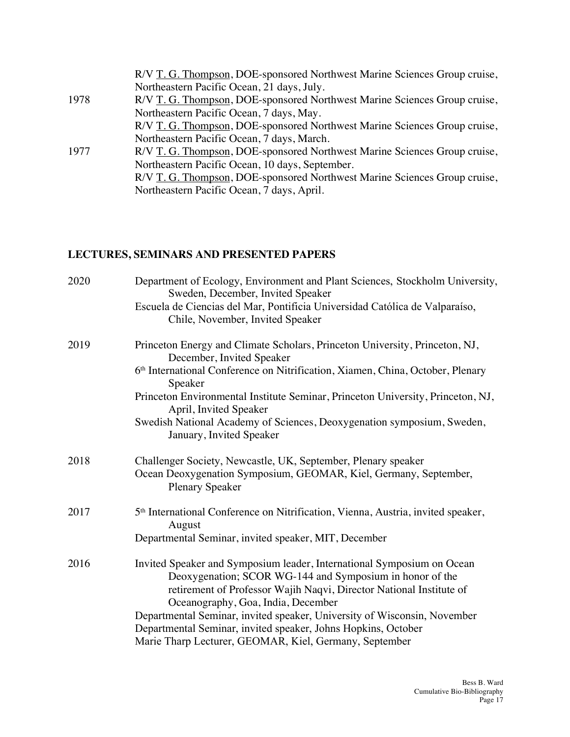R/V T. G. Thompson, DOE-sponsored Northwest Marine Sciences Group cruise, Northeastern Pacific Ocean, 21 days, July.

1978 R/V T. G. Thompson, DOE-sponsored Northwest Marine Sciences Group cruise, Northeastern Pacific Ocean, 7 days, May.

R/V T. G. Thompson, DOE-sponsored Northwest Marine Sciences Group cruise, Northeastern Pacific Ocean, 7 days, March.

1977 R/V T. G. Thompson, DOE-sponsored Northwest Marine Sciences Group cruise, Northeastern Pacific Ocean, 10 days, September.

R/V T. G. Thompson, DOE-sponsored Northwest Marine Sciences Group cruise, Northeastern Pacific Ocean, 7 days, April.

## LECTURES, SEMINARS AND PRESENTED PAPERS

2020 Department of Ecology, Environment and Plant Sciences, Stockholm University, Sweden, December, Invited Speaker

Escuela de Ciencias del Mar, Pontificia Universidad Católica de Valparaíso, Chile, November, Invited Speaker

2019 Princeton Energy and Climate Scholars, Princeton University, Princeton, NJ, December, Invited Speaker

6th International Conference on Nitrification, Xiamen, China, October, Plenary Speaker

Princeton Environmental Institute Seminar, Princeton University, Princeton, NJ, April, Invited Speaker

Swedish National Academy of Sciences, Deoxygenation symposium, Sweden, January, Invited Speaker

2018 Challenger Society, Newcastle, UK, September, Plenary speaker

Ocean Deoxygenation Symposium, GEOMAR, Kiel, Germany, September, Plenary Speaker

2017 5th International Conference on Nitrification, Vienna, Austria, invited speaker, August

Departmental Seminar, invited speaker, MIT, December

2016 Invited Speaker and Symposium leader, International Symposium on Ocean Deoxygenation; SCOR WG-144 and Symposium in honor of the retirement of Professor Wajih Naqvi, Director National Institute of Oceanography, Goa, India, December

Departmental Seminar, invited speaker, University of Wisconsin, November

Departmental Seminar, invited speaker, Johns Hopkins, October

Marie Tharp Lecturer, GEOMAR, Kiel, Germany, September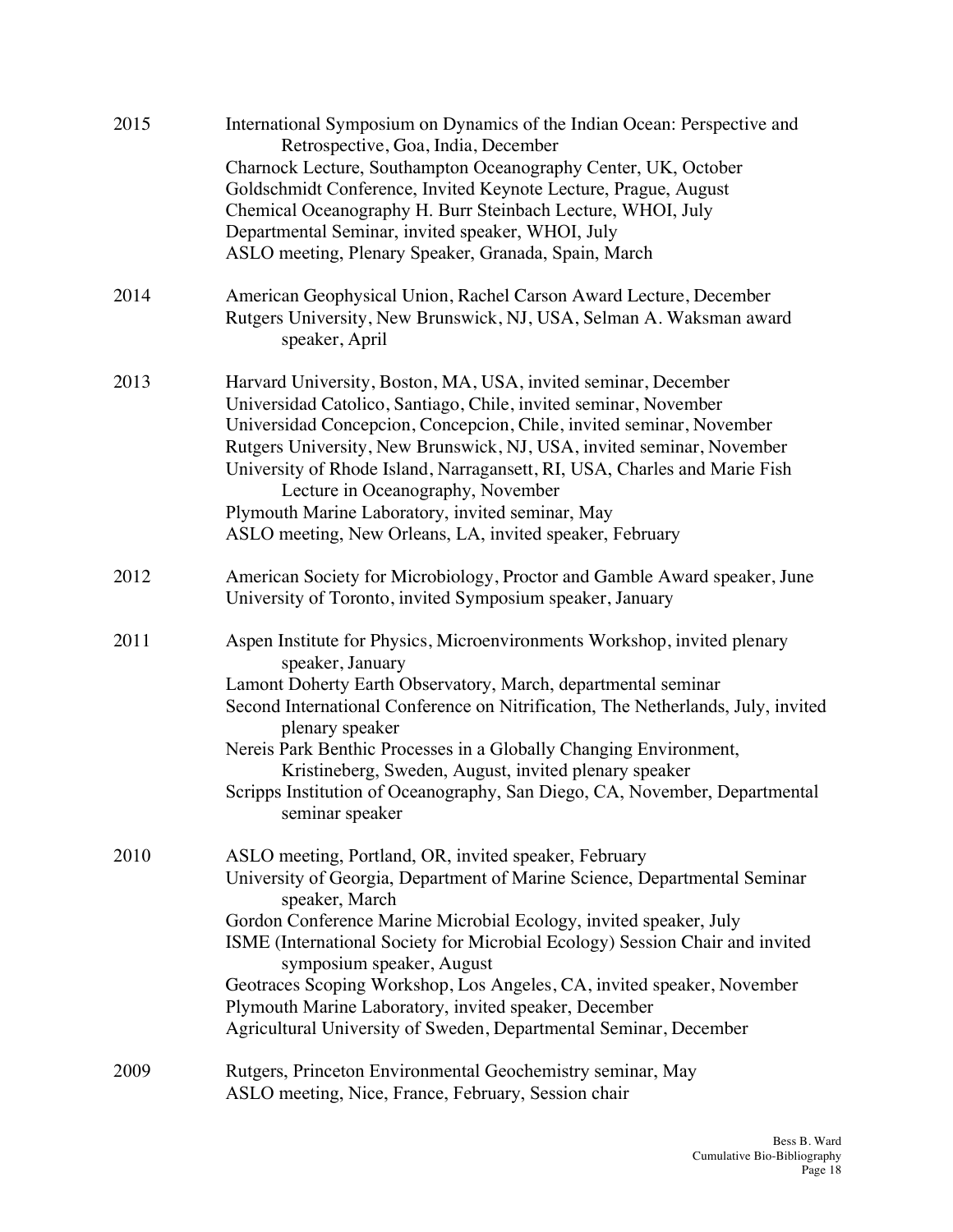**2015**

- International Symposium on Dynamics of the Indian Ocean: Perspective and Retrospective, Goa, India, December
- Charnock Lecture, Southampton Oceanography Center, UK, October
- Goldschmidt Conference, Invited Keynote Lecture, Prague, August
- Chemical Oceanography H. Burr Steinbach Lecture, WHOI, July
- Departmental Seminar, invited speaker, WHOI, July
- ASLO meeting, Plenary Speaker, Granada, Spain, March

**2014**

- American Geophysical Union, Rachel Carson Award Lecture, December
- Rutgers University, New Brunswick, NJ, USA, Selman A. Waksman award speaker, April

**2013**

- Harvard University, Boston, MA, USA, invited seminar, December
- Universidad Catolico, Santiago, Chile, invited seminar, November
- Universidad Concepcion, Concepcion, Chile, invited seminar, November
- Rutgers University, New Brunswick, NJ, USA, invited seminar, November
- University of Rhode Island, Narragansett, RI, USA, Charles and Marie Fish Lecture in Oceanography, November
- Plymouth Marine Laboratory, invited seminar, May
- ASLO meeting, New Orleans, LA, invited speaker, February

**2012**

- American Society for Microbiology, Proctor and Gamble Award speaker, June
- University of Toronto, invited Symposium speaker, January

**2011**

- Aspen Institute for Physics, Microenvironments Workshop, invited plenary speaker, January
- Lamont Doherty Earth Observatory, March, departmental seminar
- Second International Conference on Nitrification, The Netherlands, July, invited plenary speaker
- Nereis Park Benthic Processes in a Globally Changing Environment, Kristineberg, Sweden, August, invited plenary speaker
- Scripps Institution of Oceanography, San Diego, CA, November, Departmental seminar speaker

**2010**

- ASLO meeting, Portland, OR, invited speaker, February
- University of Georgia, Department of Marine Science, Departmental Seminar speaker, March
- Gordon Conference Marine Microbial Ecology, invited speaker, July
- ISME (International Society for Microbial Ecology) Session Chair and invited symposium speaker, August
- Geotraces Scoping Workshop, Los Angeles, CA, invited speaker, November
- Plymouth Marine Laboratory, invited speaker, December
- Agricultural University of Sweden, Departmental Seminar, December

**2009**

- Rutgers, Princeton Environmental Geochemistry seminar, May
- ASLO meeting, Nice, France, February, Session chair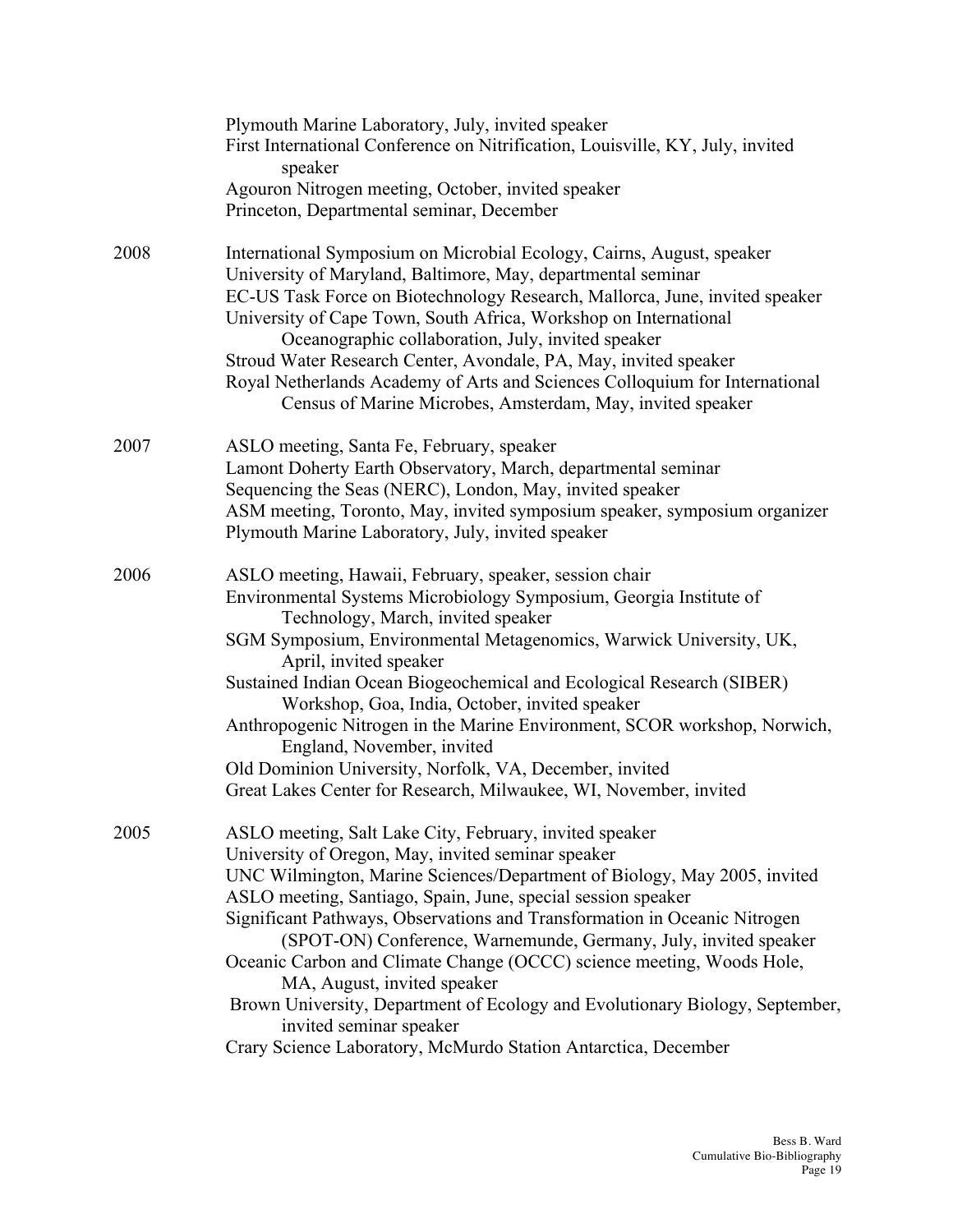Plymouth Marine Laboratory, July, invited speaker
First International Conference on Nitrification, Louisville, KY, July, invited speaker
Agouron Nitrogen meeting, October, invited speaker
Princeton, Departmental seminar, December

2008
International Symposium on Microbial Ecology, Cairns, August, speaker
University of Maryland, Baltimore, May, departmental seminar
EC-US Task Force on Biotechnology Research, Mallorca, June, invited speaker
University of Cape Town, South Africa, Workshop on International Oceanographic collaboration, July, invited speaker
Stroud Water Research Center, Avondale, PA, May, invited speaker
Royal Netherlands Academy of Arts and Sciences Colloquium for International Census of Marine Microbes, Amsterdam, May, invited speaker

2007
ASLO meeting, Santa Fe, February, speaker
Lamont Doherty Earth Observatory, March, departmental seminar
Sequencing the Seas (NERC), London, May, invited speaker
ASM meeting, Toronto, May, invited symposium speaker, symposium organizer
Plymouth Marine Laboratory, July, invited speaker

2006
ASLO meeting, Hawaii, February, speaker, session chair
Environmental Systems Microbiology Symposium, Georgia Institute of Technology, March, invited speaker
SGM Symposium, Environmental Metagenomics, Warwick University, UK, April, invited speaker
Sustained Indian Ocean Biogeochemical and Ecological Research (SIBER) Workshop, Goa, India, October, invited speaker
Anthropogenic Nitrogen in the Marine Environment, SCOR workshop, Norwich, England, November, invited
Old Dominion University, Norfolk, VA, December, invited
Great Lakes Center for Research, Milwaukee, WI, November, invited

2005
ASLO meeting, Salt Lake City, February, invited speaker
University of Oregon, May, invited seminar speaker
UNC Wilmington, Marine Sciences/Department of Biology, May 2005, invited
ASLO meeting, Santiago, Spain, June, special session speaker
Significant Pathways, Observations and Transformation in Oceanic Nitrogen (SPOT-ON) Conference, Warnemunde, Germany, July, invited speaker
Oceanic Carbon and Climate Change (OCCC) science meeting, Woods Hole, MA, August, invited speaker
Brown University, Department of Ecology and Evolutionary Biology, September, invited seminar speaker
Crary Science Laboratory, McMurdo Station Antarctica, December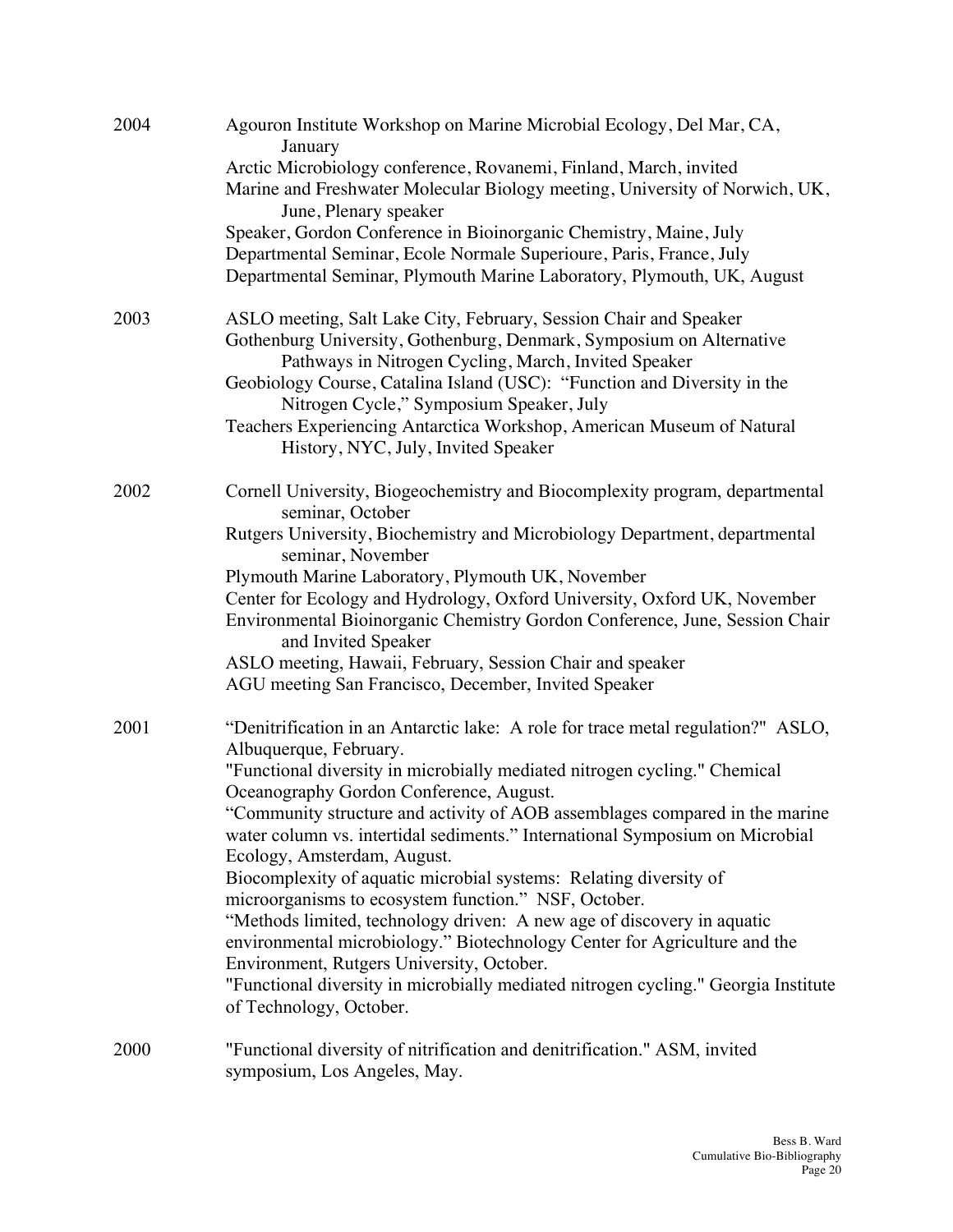**2004**

- Agouron Institute Workshop on Marine Microbial Ecology, Del Mar, CA, January
- Arctic Microbiology conference, Rovanemi, Finland, March, invited
- Marine and Freshwater Molecular Biology meeting, University of Norwich, UK, June, Plenary speaker
- Speaker, Gordon Conference in Bioinorganic Chemistry, Maine, July
- Departmental Seminar, Ecole Normale Superioure, Paris, France, July
- Departmental Seminar, Plymouth Marine Laboratory, Plymouth, UK, August

**2003**

- ASLO meeting, Salt Lake City, February, Session Chair and Speaker
- Gothenburg University, Gothenburg, Denmark, Symposium on Alternative Pathways in Nitrogen Cycling, March, Invited Speaker
- Geobiology Course, Catalina Island (USC): "Function and Diversity in the Nitrogen Cycle," Symposium Speaker, July
- Teachers Experiencing Antarctica Workshop, American Museum of Natural History, NYC, July, Invited Speaker

**2002**

- Cornell University, Biogeochemistry and Biocomplexity program, departmental seminar, October
- Rutgers University, Biochemistry and Microbiology Department, departmental seminar, November
- Plymouth Marine Laboratory, Plymouth UK, November
- Center for Ecology and Hydrology, Oxford University, Oxford UK, November
- Environmental Bioinorganic Chemistry Gordon Conference, June, Session Chair and Invited Speaker
- ASLO meeting, Hawaii, February, Session Chair and speaker
- AGU meeting San Francisco, December, Invited Speaker

**2001**

- "Denitrification in an Antarctic lake: A role for trace metal regulation?" ASLO, Albuquerque, February.
- "Functional diversity in microbially mediated nitrogen cycling." Chemical Oceanography Gordon Conference, August.
- "Community structure and activity of AOB assemblages compared in the marine water column vs. intertidal sediments." International Symposium on Microbial Ecology, Amsterdam, August.
- Biocomplexity of aquatic microbial systems: Relating diversity of microorganisms to ecosystem function." NSF, October.
- "Methods limited, technology driven: A new age of discovery in aquatic environmental microbiology." Biotechnology Center for Agriculture and the Environment, Rutgers University, October.
- "Functional diversity in microbially mediated nitrogen cycling." Georgia Institute of Technology, October.

**2000**

- "Functional diversity of nitrification and denitrification." ASM, invited symposium, Los Angeles, May.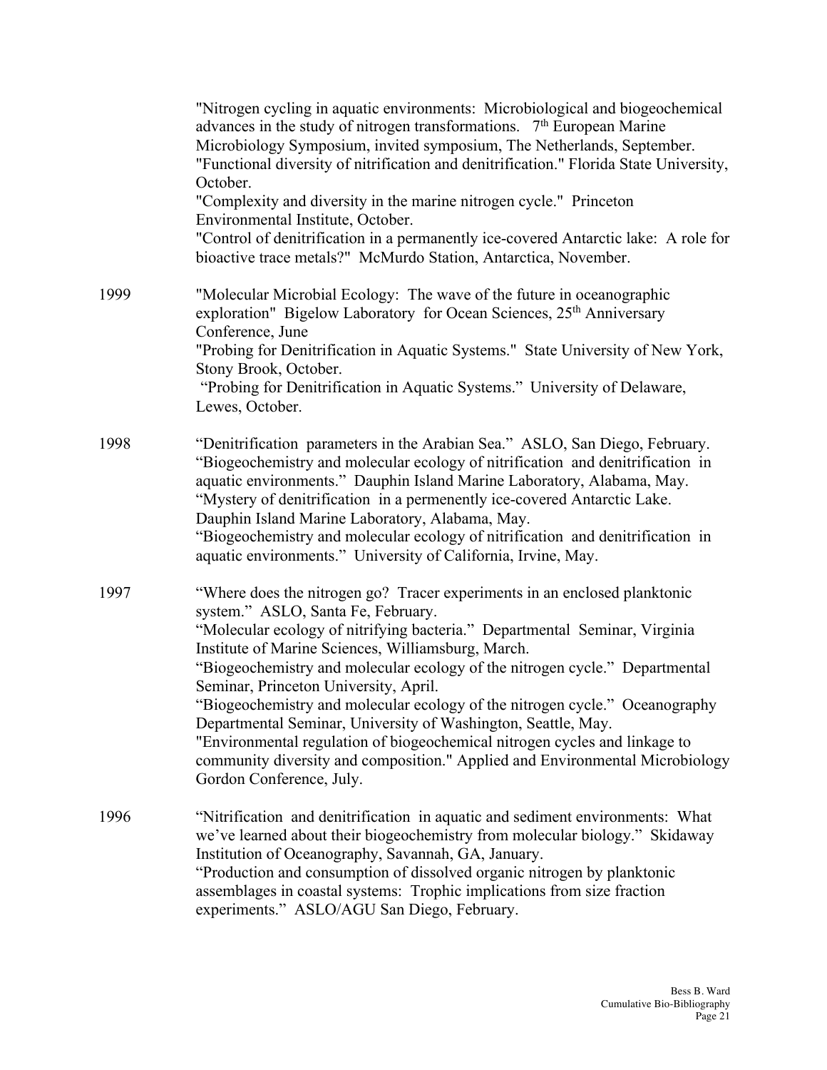"Nitrogen cycling in aquatic environments: Microbiological and biogeochemical advances in the study of nitrogen transformations. 7th European Marine Microbiology Symposium, invited symposium, The Netherlands, September.
"Functional diversity of nitrification and denitrification." Florida State University, October.
"Complexity and diversity in the marine nitrogen cycle." Princeton Environmental Institute, October.
"Control of denitrification in a permanently ice-covered Antarctic lake: A role for bioactive trace metals?" McMurdo Station, Antarctica, November.

1999 "Molecular Microbial Ecology: The wave of the future in oceanographic exploration" Bigelow Laboratory for Ocean Sciences, 25th Anniversary Conference, June
"Probing for Denitrification in Aquatic Systems." State University of New York, Stony Brook, October.
"Probing for Denitrification in Aquatic Systems." University of Delaware, Lewes, October.

1998 "Denitrification parameters in the Arabian Sea." ASLO, San Diego, February.
"Biogeochemistry and molecular ecology of nitrification and denitrification in aquatic environments." Dauphin Island Marine Laboratory, Alabama, May.
"Mystery of denitrification in a permenently ice-covered Antarctic Lake. Dauphin Island Marine Laboratory, Alabama, May.
"Biogeochemistry and molecular ecology of nitrification and denitrification in aquatic environments." University of California, Irvine, May.

1997 "Where does the nitrogen go? Tracer experiments in an enclosed planktonic system." ASLO, Santa Fe, February.
"Molecular ecology of nitrifying bacteria." Departmental Seminar, Virginia Institute of Marine Sciences, Williamsburg, March.
"Biogeochemistry and molecular ecology of the nitrogen cycle." Departmental Seminar, Princeton University, April.
"Biogeochemistry and molecular ecology of the nitrogen cycle." Oceanography Departmental Seminar, University of Washington, Seattle, May.
"Environmental regulation of biogeochemical nitrogen cycles and linkage to community diversity and composition." Applied and Environmental Microbiology Gordon Conference, July.

1996 "Nitrification and denitrification in aquatic and sediment environments: What we've learned about their biogeochemistry from molecular biology." Skidaway Institution of Oceanography, Savannah, GA, January.
"Production and consumption of dissolved organic nitrogen by planktonic assemblages in coastal systems: Trophic implications from size fraction experiments." ASLO/AGU San Diego, February.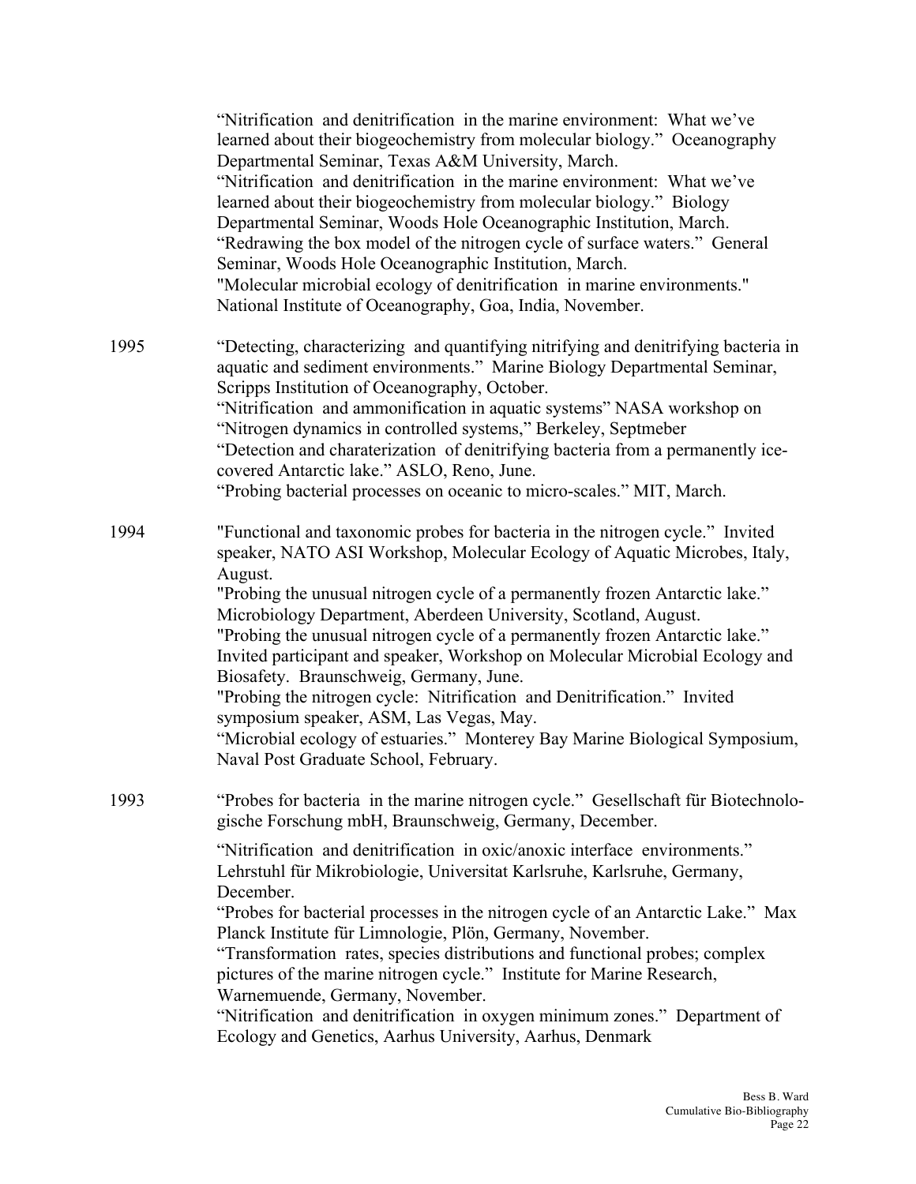"Nitrification and denitrification in the marine environment: What we've learned about their biogeochemistry from molecular biology." Oceanography Departmental Seminar, Texas A&M University, March.
"Nitrification and denitrification in the marine environment: What we've learned about their biogeochemistry from molecular biology." Biology Departmental Seminar, Woods Hole Oceanographic Institution, March.
"Redrawing the box model of the nitrogen cycle of surface waters." General Seminar, Woods Hole Oceanographic Institution, March.
"Molecular microbial ecology of denitrification in marine environments." National Institute of Oceanography, Goa, India, November.

1995 "Detecting, characterizing and quantifying nitrifying and denitrifying bacteria in aquatic and sediment environments." Marine Biology Departmental Seminar, Scripps Institution of Oceanography, October.
"Nitrification and ammonification in aquatic systems" NASA workshop on "Nitrogen dynamics in controlled systems," Berkeley, Septmeber
"Detection and charaterization of denitrifying bacteria from a permanently ice-covered Antarctic lake." ASLO, Reno, June.
"Probing bacterial processes on oceanic to micro-scales." MIT, March.

1994 "Functional and taxonomic probes for bacteria in the nitrogen cycle." Invited speaker, NATO ASI Workshop, Molecular Ecology of Aquatic Microbes, Italy, August.
"Probing the unusual nitrogen cycle of a permanently frozen Antarctic lake." Microbiology Department, Aberdeen University, Scotland, August.
"Probing the unusual nitrogen cycle of a permanently frozen Antarctic lake." Invited participant and speaker, Workshop on Molecular Microbial Ecology and Biosafety. Braunschweig, Germany, June.
"Probing the nitrogen cycle: Nitrification and Denitrification." Invited symposium speaker, ASM, Las Vegas, May.
"Microbial ecology of estuaries." Monterey Bay Marine Biological Symposium, Naval Post Graduate School, February.

1993 "Probes for bacteria in the marine nitrogen cycle." Gesellschaft für Biotechnologische Forschung mbH, Braunschweig, Germany, December.

"Nitrification and denitrification in oxic/anoxic interface environments." Lehrstuhl für Mikrobiologie, Universitat Karlsruhe, Karlsruhe, Germany, December.
"Probes for bacterial processes in the nitrogen cycle of an Antarctic Lake." Max Planck Institute für Limnologie, Plön, Germany, November.
"Transformation rates, species distributions and functional probes; complex pictures of the marine nitrogen cycle." Institute for Marine Research, Warnemuende, Germany, November.
"Nitrification and denitrification in oxygen minimum zones." Department of Ecology and Genetics, Aarhus University, Aarhus, Denmark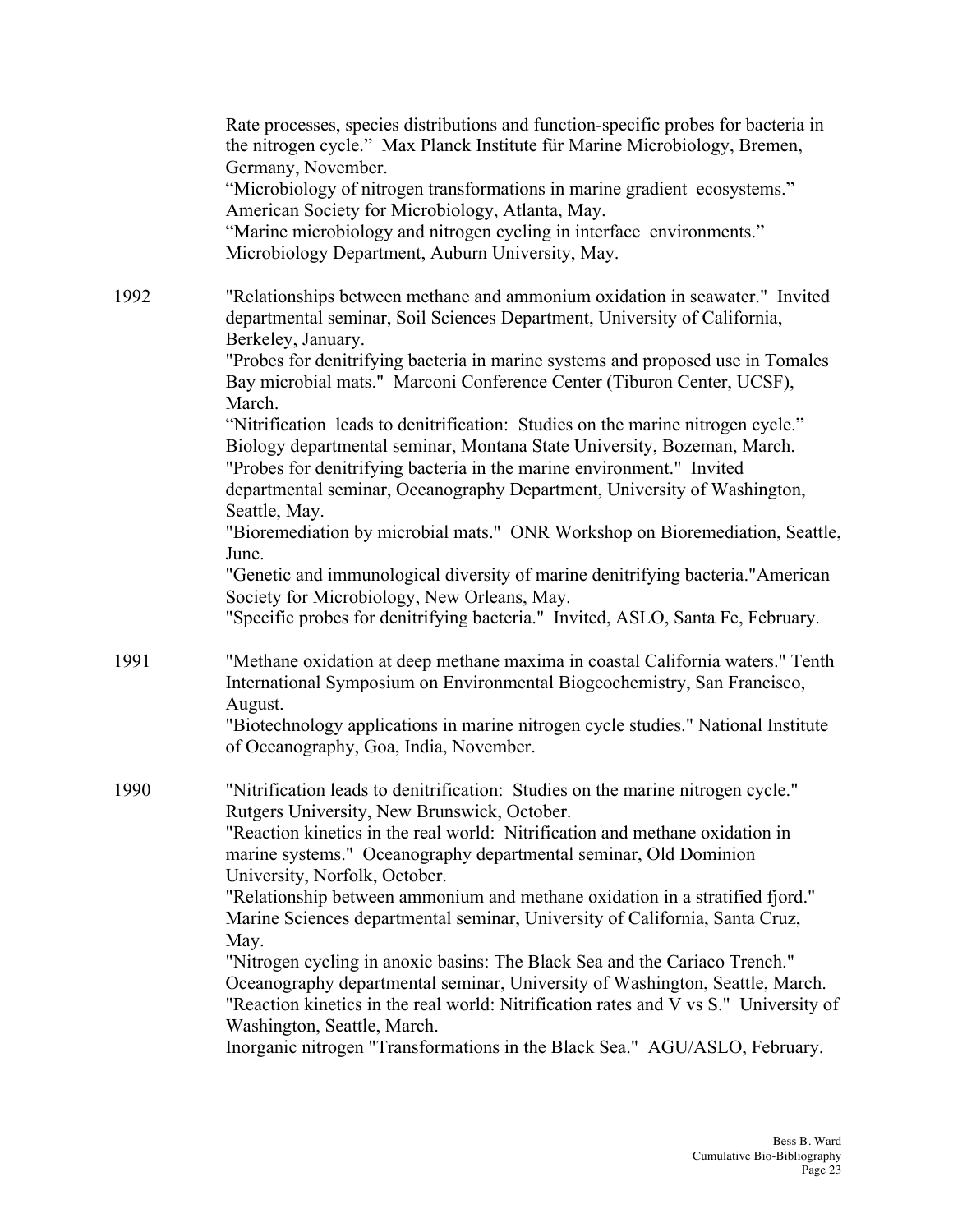Rate processes, species distributions and function-specific probes for bacteria in the nitrogen cycle." Max Planck Institute für Marine Microbiology, Bremen, Germany, November.
"Microbiology of nitrogen transformations in marine gradient ecosystems." American Society for Microbiology, Atlanta, May.
"Marine microbiology and nitrogen cycling in interface environments." Microbiology Department, Auburn University, May.

1992 "Relationships between methane and ammonium oxidation in seawater." Invited departmental seminar, Soil Sciences Department, University of California, Berkeley, January.
"Probes for denitrifying bacteria in marine systems and proposed use in Tomales Bay microbial mats." Marconi Conference Center (Tiburon Center, UCSF), March.
"Nitrification leads to denitrification: Studies on the marine nitrogen cycle." Biology departmental seminar, Montana State University, Bozeman, March.
"Probes for denitrifying bacteria in the marine environment." Invited departmental seminar, Oceanography Department, University of Washington, Seattle, May.
"Bioremediation by microbial mats." ONR Workshop on Bioremediation, Seattle, June.
"Genetic and immunological diversity of marine denitrifying bacteria."American Society for Microbiology, New Orleans, May.
"Specific probes for denitrifying bacteria." Invited, ASLO, Santa Fe, February.

1991 "Methane oxidation at deep methane maxima in coastal California waters." Tenth International Symposium on Environmental Biogeochemistry, San Francisco, August.
"Biotechnology applications in marine nitrogen cycle studies." National Institute of Oceanography, Goa, India, November.

1990 "Nitrification leads to denitrification: Studies on the marine nitrogen cycle." Rutgers University, New Brunswick, October.
"Reaction kinetics in the real world: Nitrification and methane oxidation in marine systems." Oceanography departmental seminar, Old Dominion University, Norfolk, October.
"Relationship between ammonium and methane oxidation in a stratified fjord." Marine Sciences departmental seminar, University of California, Santa Cruz, May.
"Nitrogen cycling in anoxic basins: The Black Sea and the Cariaco Trench." Oceanography departmental seminar, University of Washington, Seattle, March.
"Reaction kinetics in the real world: Nitrification rates and V vs S." University of Washington, Seattle, March.
Inorganic nitrogen "Transformations in the Black Sea." AGU/ASLO, February.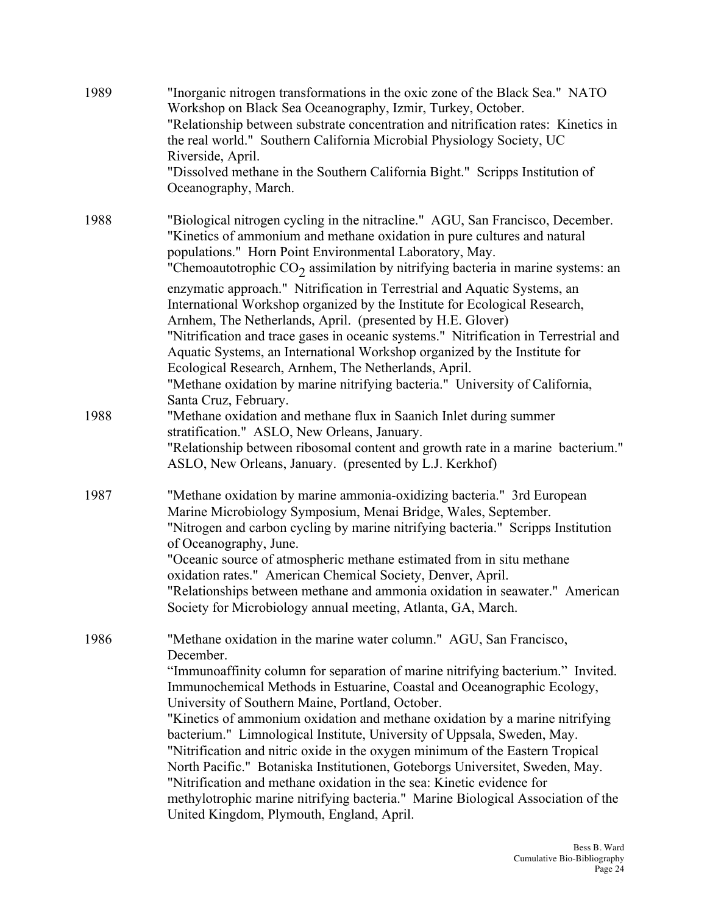1989 "Inorganic nitrogen transformations in the oxic zone of the Black Sea." NATO Workshop on Black Sea Oceanography, Izmir, Turkey, October.
"Relationship between substrate concentration and nitrification rates: Kinetics in the real world." Southern California Microbial Physiology Society, UC Riverside, April.
"Dissolved methane in the Southern California Bight." Scripps Institution of Oceanography, March.

1988 "Biological nitrogen cycling in the nitracline." AGU, San Francisco, December.
"Kinetics of ammonium and methane oxidation in pure cultures and natural populations." Horn Point Environmental Laboratory, May.
"Chemoautotrophic $CO_2$ assimilation by nitrifying bacteria in marine systems: an enzymatic approach." Nitrification in Terrestrial and Aquatic Systems, an International Workshop organized by the Institute for Ecological Research, Arnhem, The Netherlands, April. (presented by H.E. Glover)
"Nitrification and trace gases in oceanic systems." Nitrification in Terrestrial and Aquatic Systems, an International Workshop organized by the Institute for Ecological Research, Arnhem, The Netherlands, April.
"Methane oxidation by marine nitrifying bacteria." University of California, Santa Cruz, February.

1988 "Methane oxidation and methane flux in Saanich Inlet during summer stratification." ASLO, New Orleans, January.
"Relationship between ribosomal content and growth rate in a marine bacterium." ASLO, New Orleans, January. (presented by L.J. Kerkhof)

1987 "Methane oxidation by marine ammonia-oxidizing bacteria." 3rd European Marine Microbiology Symposium, Menai Bridge, Wales, September.
"Nitrogen and carbon cycling by marine nitrifying bacteria." Scripps Institution of Oceanography, June.
"Oceanic source of atmospheric methane estimated from in situ methane oxidation rates." American Chemical Society, Denver, April.
"Relationships between methane and ammonia oxidation in seawater." American Society for Microbiology annual meeting, Atlanta, GA, March.

1986 "Methane oxidation in the marine water column." AGU, San Francisco, December.
"Immunoaffinity column for separation of marine nitrifying bacterium." Invited. Immunochemical Methods in Estuarine, Coastal and Oceanographic Ecology, University of Southern Maine, Portland, October.
"Kinetics of ammonium oxidation and methane oxidation by a marine nitrifying bacterium." Limnological Institute, University of Uppsala, Sweden, May.
"Nitrification and nitric oxide in the oxygen minimum of the Eastern Tropical North Pacific." Botaniska Institutionen, Goteborgs Universitet, Sweden, May.
"Nitrification and methane oxidation in the sea: Kinetic evidence for methylotrophic marine nitrifying bacteria." Marine Biological Association of the United Kingdom, Plymouth, England, April.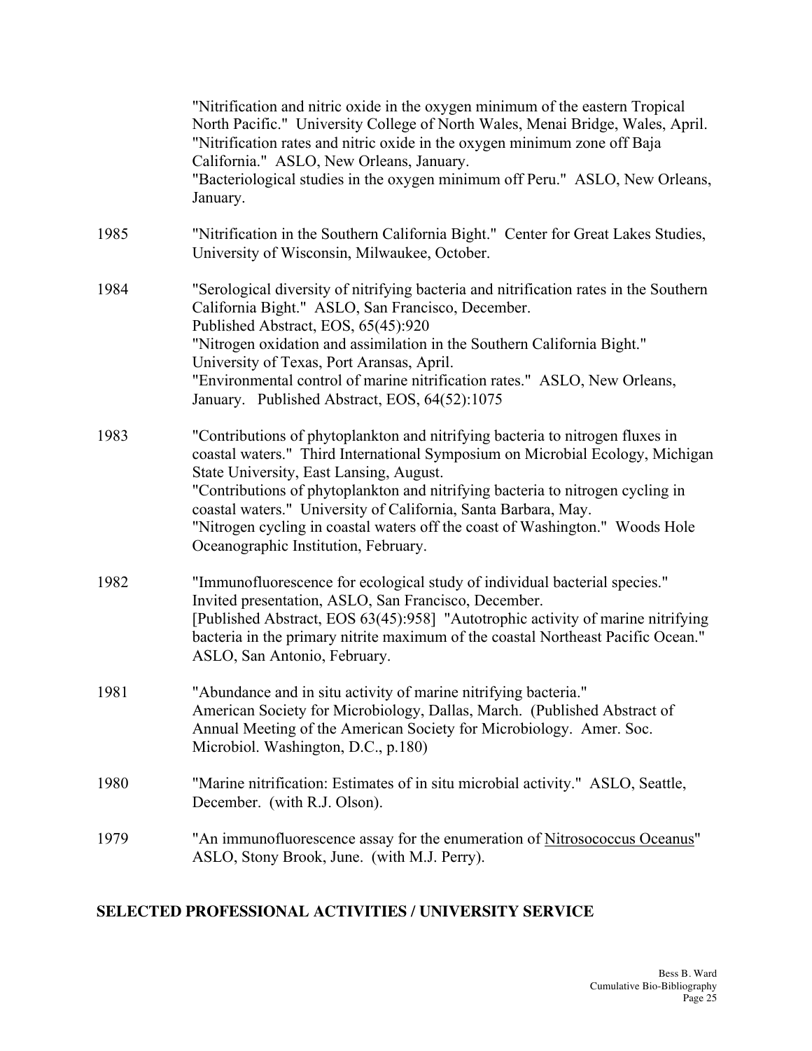"Nitrification and nitric oxide in the oxygen minimum of the eastern Tropical North Pacific." University College of North Wales, Menai Bridge, Wales, April.
"Nitrification rates and nitric oxide in the oxygen minimum zone off Baja California." ASLO, New Orleans, January.
"Bacteriological studies in the oxygen minimum off Peru." ASLO, New Orleans, January.

1985 "Nitrification in the Southern California Bight." Center for Great Lakes Studies, University of Wisconsin, Milwaukee, October.

1984 "Serological diversity of nitrifying bacteria and nitrification rates in the Southern California Bight." ASLO, San Francisco, December.
Published Abstract, EOS, 65(45):920
"Nitrogen oxidation and assimilation in the Southern California Bight." University of Texas, Port Aransas, April.
"Environmental control of marine nitrification rates." ASLO, New Orleans, January. Published Abstract, EOS, 64(52):1075

1983 "Contributions of phytoplankton and nitrifying bacteria to nitrogen fluxes in coastal waters." Third International Symposium on Microbial Ecology, Michigan State University, East Lansing, August.
"Contributions of phytoplankton and nitrifying bacteria to nitrogen cycling in coastal waters." University of California, Santa Barbara, May.
"Nitrogen cycling in coastal waters off the coast of Washington." Woods Hole Oceanographic Institution, February.

1982 "Immunofluorescence for ecological study of individual bacterial species." Invited presentation, ASLO, San Francisco, December.
[Published Abstract, EOS 63(45):958] "Autotrophic activity of marine nitrifying bacteria in the primary nitrite maximum of the coastal Northeast Pacific Ocean." ASLO, San Antonio, February.

1981 "Abundance and in situ activity of marine nitrifying bacteria." American Society for Microbiology, Dallas, March. (Published Abstract of Annual Meeting of the American Society for Microbiology. Amer. Soc. Microbiol. Washington, D.C., p.180)

1980 "Marine nitrification: Estimates of in situ microbial activity." ASLO, Seattle, December. (with R.J. Olson).

1979 "An immunofluorescence assay for the enumeration of Nitrosococcus Oceanus" ASLO, Stony Brook, June. (with M.J. Perry).

## SELECTED PROFESSIONAL ACTIVITIES / UNIVERSITY SERVICE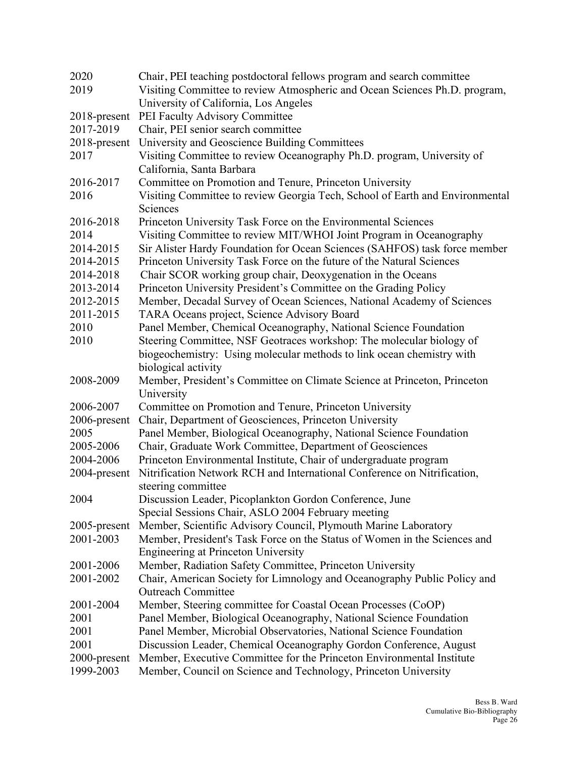| | |
|---|---|
| 2020 | Chair, PEI teaching postdoctoral fellows program and search committee |
| 2019 | Visiting Committee to review Atmospheric and Ocean Sciences Ph.D. program, University of California, Los Angeles |
| 2018-present | PEI Faculty Advisory Committee |
| 2017-2019 | Chair, PEI senior search committee |
| 2018-present | University and Geoscience Building Committees |
| 2017 | Visiting Committee to review Oceanography Ph.D. program, University of California, Santa Barbara |
| 2016-2017 | Committee on Promotion and Tenure, Princeton University |
| 2016 | Visiting Committee to review Georgia Tech, School of Earth and Environmental Sciences |
| 2016-2018 | Princeton University Task Force on the Environmental Sciences |
| 2014 | Visiting Committee to review MIT/WHOI Joint Program in Oceanography |
| 2014-2015 | Sir Alister Hardy Foundation for Ocean Sciences (SAHFOS) task force member |
| 2014-2015 | Princeton University Task Force on the future of the Natural Sciences |
| 2014-2018 | Chair SCOR working group chair, Deoxygenation in the Oceans |
| 2013-2014 | Princeton University President's Committee on the Grading Policy |
| 2012-2015 | Member, Decadal Survey of Ocean Sciences, National Academy of Sciences |
| 2011-2015 | TARA Oceans project, Science Advisory Board |
| 2010 | Panel Member, Chemical Oceanography, National Science Foundation |
| 2010 | Steering Committee, NSF Geotraces workshop: The molecular biology of biogeochemistry: Using molecular methods to link ocean chemistry with biological activity |
| 2008-2009 | Member, President's Committee on Climate Science at Princeton, Princeton University |
| 2006-2007 | Committee on Promotion and Tenure, Princeton University |
| 2006-present | Chair, Department of Geosciences, Princeton University |
| 2005 | Panel Member, Biological Oceanography, National Science Foundation |
| 2005-2006 | Chair, Graduate Work Committee, Department of Geosciences |
| 2004-2006 | Princeton Environmental Institute, Chair of undergraduate program |
| 2004-present | Nitrification Network RCH and International Conference on Nitrification, steering committee |
| 2004 | Discussion Leader, Picoplankton Gordon Conference, June<br>Special Sessions Chair, ASLO 2004 February meeting |
| 2005-present | Member, Scientific Advisory Council, Plymouth Marine Laboratory |
| 2001-2003 | Member, President's Task Force on the Status of Women in the Sciences and Engineering at Princeton University |
| 2001-2006 | Member, Radiation Safety Committee, Princeton University |
| 2001-2002 | Chair, American Society for Limnology and Oceanography Public Policy and Outreach Committee |
| 2001-2004 | Member, Steering committee for Coastal Ocean Processes (CoOP) |
| 2001 | Panel Member, Biological Oceanography, National Science Foundation |
| 2001 | Panel Member, Microbial Observatories, National Science Foundation |
| 2001 | Discussion Leader, Chemical Oceanography Gordon Conference, August |
| 2000-present | Member, Executive Committee for the Princeton Environmental Institute |
| 1999-2003 | Member, Council on Science and Technology, Princeton University |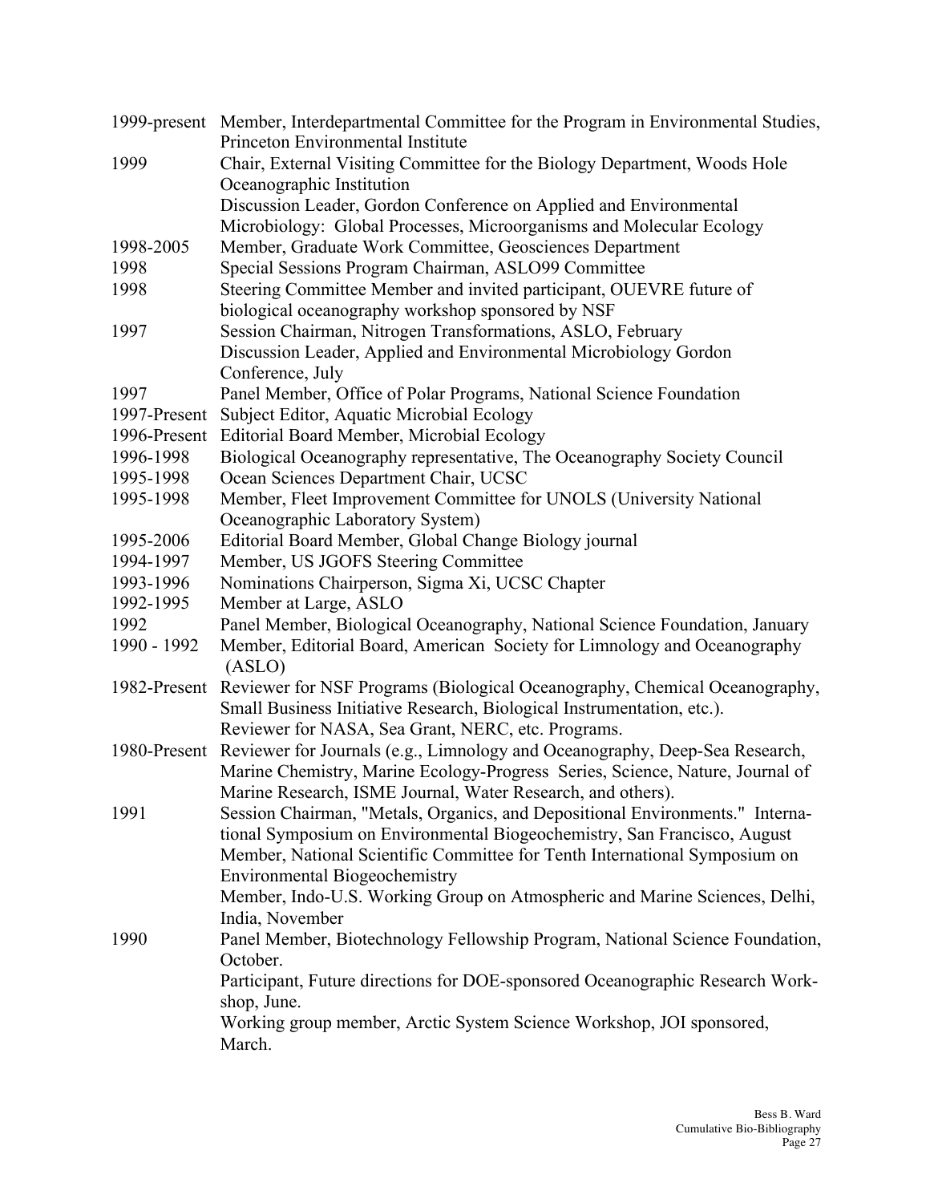| | |
|---|---|
| 1999-present | Member, Interdepartmental Committee for the Program in Environmental Studies, Princeton Environmental Institute |
| 1999 | Chair, External Visiting Committee for the Biology Department, Woods Hole Oceanographic Institution |
| | Discussion Leader, Gordon Conference on Applied and Environmental Microbiology: Global Processes, Microorganisms and Molecular Ecology |
| 1998-2005 | Member, Graduate Work Committee, Geosciences Department |
| 1998 | Special Sessions Program Chairman, ASLO99 Committee |
| 1998 | Steering Committee Member and invited participant, OUEVRE future of biological oceanography workshop sponsored by NSF |
| 1997 | Session Chairman, Nitrogen Transformations, ASLO, February |
| | Discussion Leader, Applied and Environmental Microbiology Gordon Conference, July |
| 1997 | Panel Member, Office of Polar Programs, National Science Foundation |
| 1997-Present | Subject Editor, Aquatic Microbial Ecology |
| 1996-Present | Editorial Board Member, Microbial Ecology |
| 1996-1998 | Biological Oceanography representative, The Oceanography Society Council |
| 1995-1998 | Ocean Sciences Department Chair, UCSC |
| 1995-1998 | Member, Fleet Improvement Committee for UNOLS (University National Oceanographic Laboratory System) |
| 1995-2006 | Editorial Board Member, Global Change Biology journal |
| 1994-1997 | Member, US JGOFS Steering Committee |
| 1993-1996 | Nominations Chairperson, Sigma Xi, UCSC Chapter |
| 1992-1995 | Member at Large, ASLO |
| 1992 | Panel Member, Biological Oceanography, National Science Foundation, January |
| 1990 - 1992 | Member, Editorial Board, American Society for Limnology and Oceanography (ASLO) |
| 1982-Present | Reviewer for NSF Programs (Biological Oceanography, Chemical Oceanography, Small Business Initiative Research, Biological Instrumentation, etc.). |
| | Reviewer for NASA, Sea Grant, NERC, etc. Programs. |
| 1980-Present | Reviewer for Journals (e.g., Limnology and Oceanography, Deep-Sea Research, Marine Chemistry, Marine Ecology-Progress Series, Science, Nature, Journal of Marine Research, ISME Journal, Water Research, and others). |
| 1991 | Session Chairman, "Metals, Organics, and Depositional Environments." International Symposium on Environmental Biogeochemistry, San Francisco, August |
| | Member, National Scientific Committee for Tenth International Symposium on Environmental Biogeochemistry |
| | Member, Indo-U.S. Working Group on Atmospheric and Marine Sciences, Delhi, India, November |
| 1990 | Panel Member, Biotechnology Fellowship Program, National Science Foundation, October. |
| | Participant, Future directions for DOE-sponsored Oceanographic Research Workshop, June. |
| | Working group member, Arctic System Science Workshop, JOI sponsored, March. |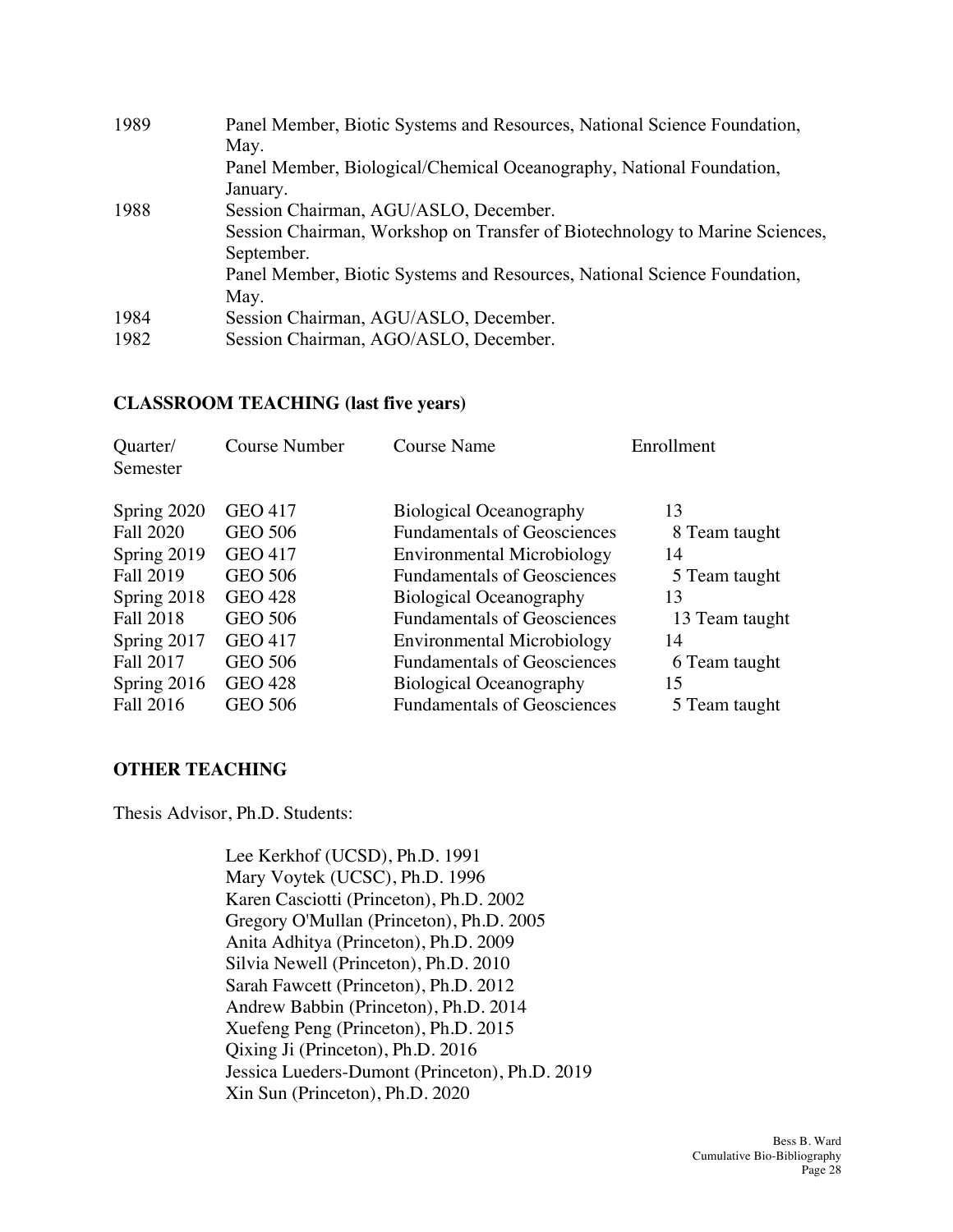| | |
|---|---|
| 1989 | Panel Member, Biotic Systems and Resources, National Science Foundation, May. |
| | Panel Member, Biological/Chemical Oceanography, National Foundation, January. |
| 1988 | Session Chairman, AGU/ASLO, December. |
| | Session Chairman, Workshop on Transfer of Biotechnology to Marine Sciences, September. |
| | Panel Member, Biotic Systems and Resources, National Science Foundation, May. |
| 1984 | Session Chairman, AGU/ASLO, December. |
| 1982 | Session Chairman, AGO/ASLO, December. |

## CLASSROOM TEACHING (last five years)

| Quarter/ Semester | Course Number | Course Name | Enrollment |
|---|---|---|---|
| Spring 2020 | GEO 417 | Biological Oceanography | 13 |
| Fall 2020 | GEO 506 | Fundamentals of Geosciences | 8 Team taught |
| Spring 2019 | GEO 417 | Environmental Microbiology | 14 |
| Fall 2019 | GEO 506 | Fundamentals of Geosciences | 5 Team taught |
| Spring 2018 | GEO 428 | Biological Oceanography | 13 |
| Fall 2018 | GEO 506 | Fundamentals of Geosciences | 13 Team taught |
| Spring 2017 | GEO 417 | Environmental Microbiology | 14 |
| Fall 2017 | GEO 506 | Fundamentals of Geosciences | 6 Team taught |
| Spring 2016 | GEO 428 | Biological Oceanography | 15 |
| Fall 2016 | GEO 506 | Fundamentals of Geosciences | 5 Team taught |

## OTHER TEACHING

Thesis Advisor, Ph.D. Students:

Lee Kerkhof (UCSD), Ph.D. 1991
Mary Voytek (UCSC), Ph.D. 1996
Karen Casciotti (Princeton), Ph.D. 2002
Gregory O'Mullan (Princeton), Ph.D. 2005
Anita Adhitya (Princeton), Ph.D. 2009
Silvia Newell (Princeton), Ph.D. 2010
Sarah Fawcett (Princeton), Ph.D. 2012
Andrew Babbin (Princeton), Ph.D. 2014
Xuefeng Peng (Princeton), Ph.D. 2015
Qixing Ji (Princeton), Ph.D. 2016
Jessica Lueders-Dumont (Princeton), Ph.D. 2019
Xin Sun (Princeton), Ph.D. 2020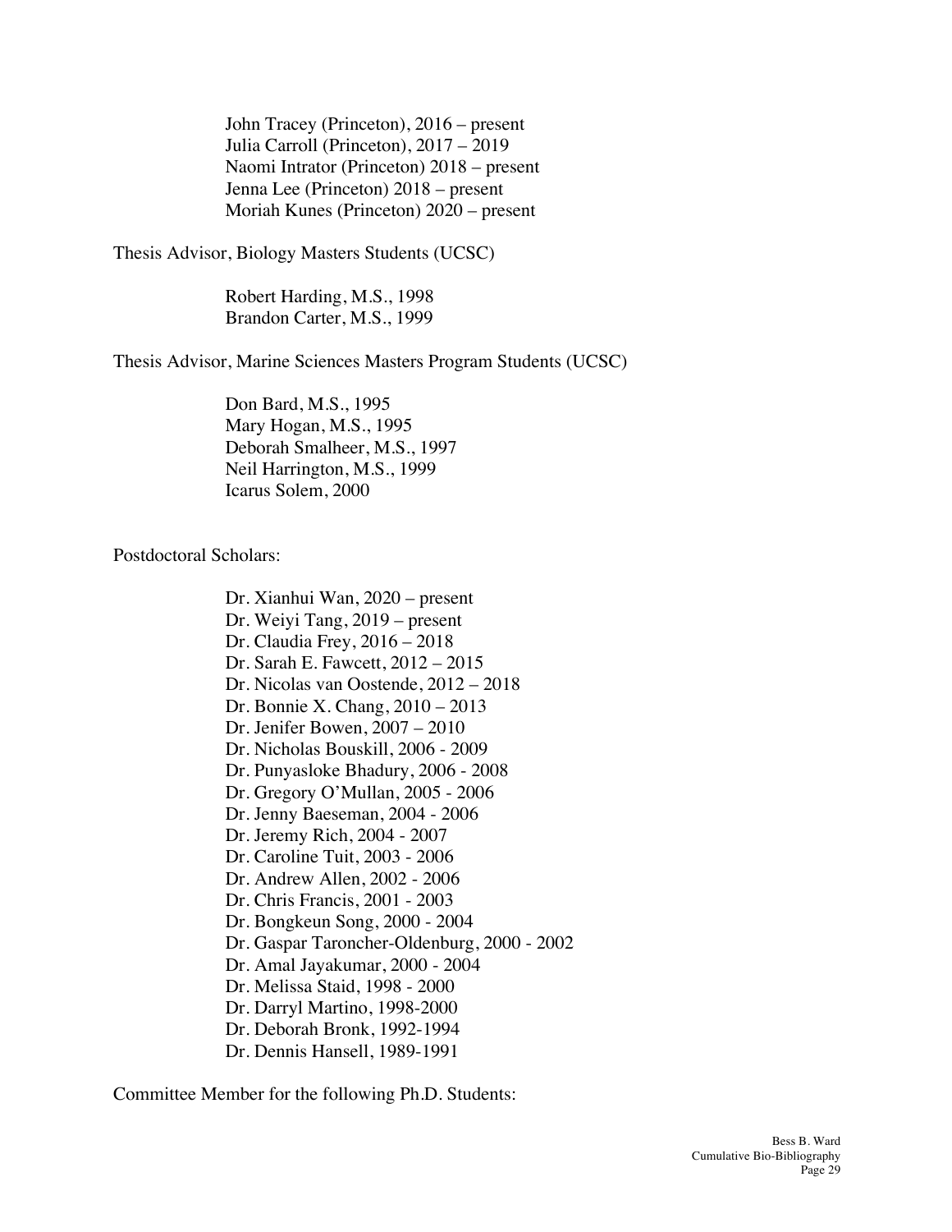John Tracey (Princeton), 2016 – present
Julia Carroll (Princeton), 2017 – 2019
Naomi Intrator (Princeton) 2018 – present
Jenna Lee (Princeton) 2018 – present
Moriah Kunes (Princeton) 2020 – present

Thesis Advisor, Biology Masters Students (UCSC)

Robert Harding, M.S., 1998
Brandon Carter, M.S., 1999

Thesis Advisor, Marine Sciences Masters Program Students (UCSC)

Don Bard, M.S., 1995
Mary Hogan, M.S., 1995
Deborah Smalheer, M.S., 1997
Neil Harrington, M.S., 1999
Icarus Solem, 2000

Postdoctoral Scholars:

Dr. Xianhui Wan, 2020 – present
Dr. Weiyi Tang, 2019 – present
Dr. Claudia Frey, 2016 – 2018
Dr. Sarah E. Fawcett, 2012 – 2015
Dr. Nicolas van Oostende, 2012 – 2018
Dr. Bonnie X. Chang, 2010 – 2013
Dr. Jenifer Bowen, 2007 – 2010
Dr. Nicholas Bouskill, 2006 - 2009
Dr. Punyasloke Bhadury, 2006 - 2008
Dr. Gregory O'Mullan, 2005 - 2006
Dr. Jenny Baeseman, 2004 - 2006
Dr. Jeremy Rich, 2004 - 2007
Dr. Caroline Tuit, 2003 - 2006
Dr. Andrew Allen, 2002 - 2006
Dr. Chris Francis, 2001 - 2003
Dr. Bongkeun Song, 2000 - 2004
Dr. Gaspar Taroncher-Oldenburg, 2000 - 2002
Dr. Amal Jayakumar, 2000 - 2004
Dr. Melissa Staid, 1998 - 2000
Dr. Darryl Martino, 1998-2000
Dr. Deborah Bronk, 1992-1994
Dr. Dennis Hansell, 1989-1991

Committee Member for the following Ph.D. Students: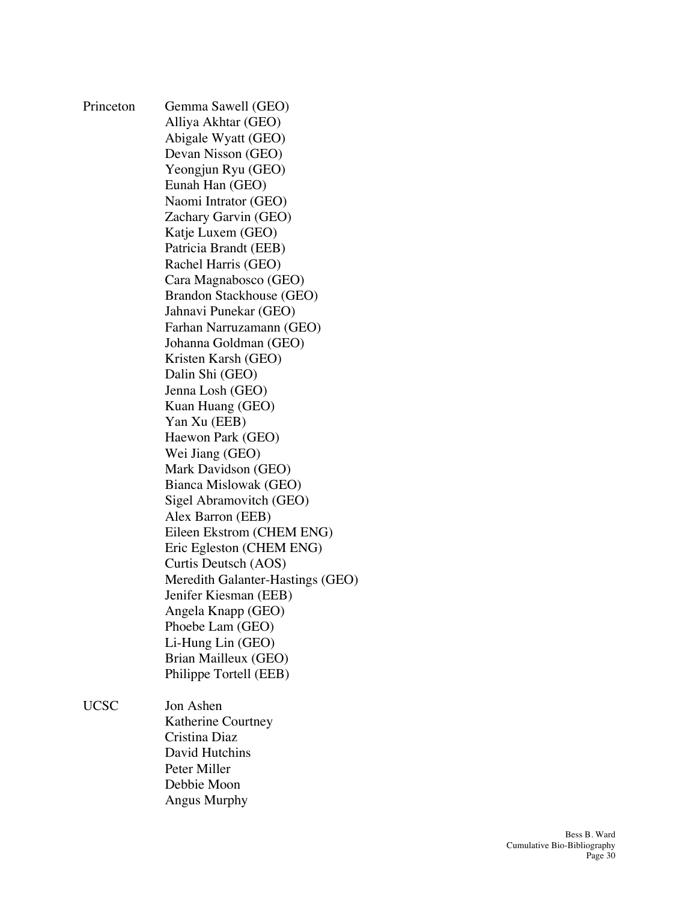Princeton

- Gemma Sawell (GEO)
- Alliya Akhtar (GEO)
- Abigale Wyatt (GEO)
- Devan Nisson (GEO)
- Yeongjun Ryu (GEO)
- Eunah Han (GEO)
- Naomi Intrator (GEO)
- Zachary Garvin (GEO)
- Katje Luxem (GEO)
- Patricia Brandt (EEB)
- Rachel Harris (GEO)
- Cara Magnabosco (GEO)
- Brandon Stackhouse (GEO)
- Jahnavi Punekar (GEO)
- Farhan Narruzamann (GEO)
- Johanna Goldman (GEO)
- Kristen Karsh (GEO)
- Dalin Shi (GEO)
- Jenna Losh (GEO)
- Kuan Huang (GEO)
- Yan Xu (EEB)
- Haewon Park (GEO)
- Wei Jiang (GEO)
- Mark Davidson (GEO)
- Bianca Mislowak (GEO)
- Sigel Abramovitch (GEO)
- Alex Barron (EEB)
- Eileen Ekstrom (CHEM ENG)
- Eric Egleston (CHEM ENG)
- Curtis Deutsch (AOS)
- Meredith Galanter-Hastings (GEO)
- Jenifer Kiesman (EEB)
- Angela Knapp (GEO)
- Phoebe Lam (GEO)
- Li-Hung Lin (GEO)
- Brian Mailleux (GEO)
- Philippe Tortell (EEB)

UCSC

- Jon Ashen
- Katherine Courtney
- Cristina Diaz
- David Hutchins
- Peter Miller
- Debbie Moon
- Angus Murphy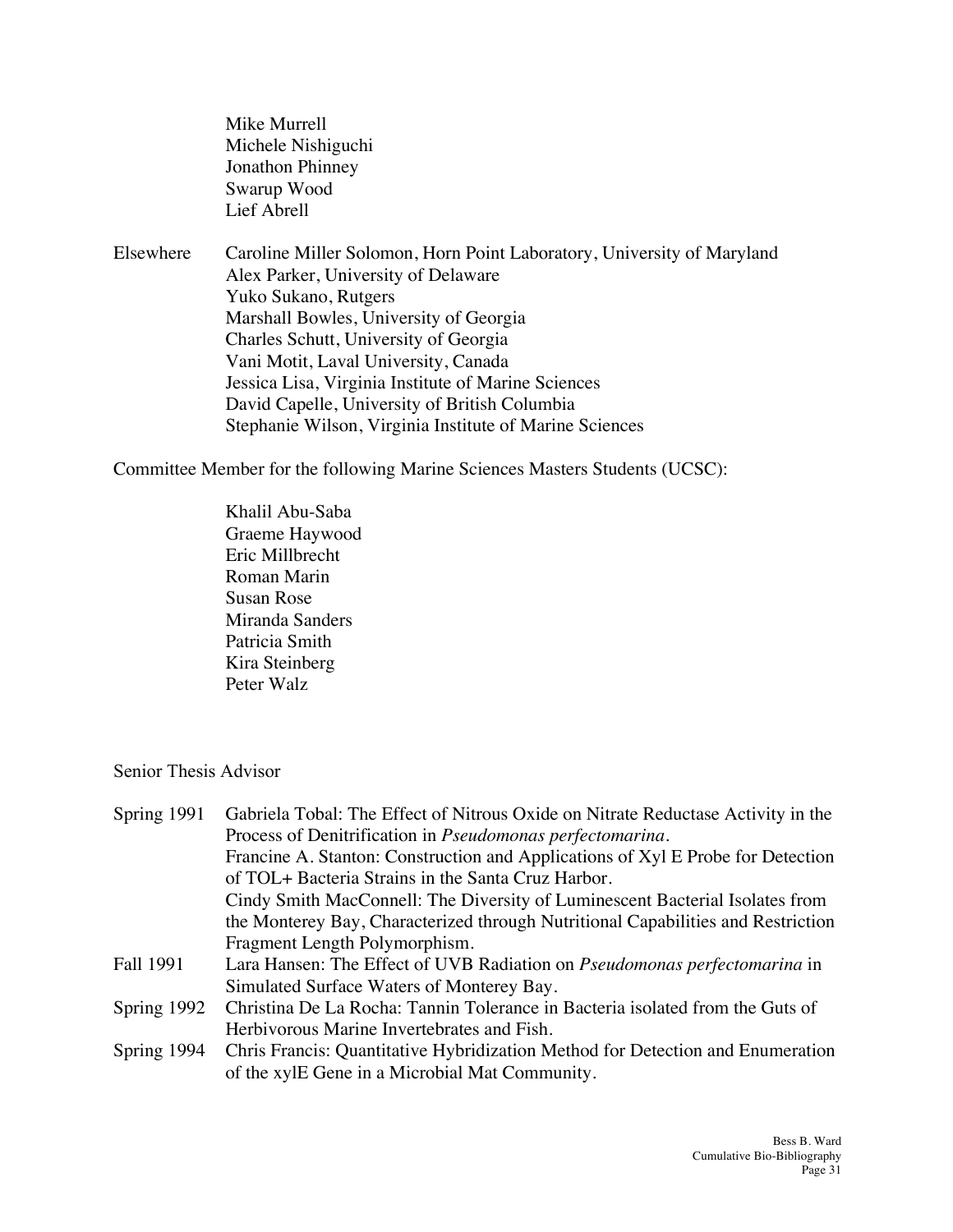Mike Murrell
Michele Nishiguchi
Jonathon Phinney
Swarup Wood
Lief Abrell

Elsewhere
Caroline Miller Solomon, Horn Point Laboratory, University of Maryland
Alex Parker, University of Delaware
Yuko Sukano, Rutgers
Marshall Bowles, University of Georgia
Charles Schutt, University of Georgia
Vani Motit, Laval University, Canada
Jessica Lisa, Virginia Institute of Marine Sciences
David Capelle, University of British Columbia
Stephanie Wilson, Virginia Institute of Marine Sciences

Committee Member for the following Marine Sciences Masters Students (UCSC):

Khalil Abu-Saba
Graeme Haywood
Eric Millbrecht
Roman Marin
Susan Rose
Miranda Sanders
Patricia Smith
Kira Steinberg
Peter Walz

Senior Thesis Advisor

Spring 1991
Gabriela Tobal: The Effect of Nitrous Oxide on Nitrate Reductase Activity in the Process of Denitrification in *Pseudomonas perfectomarina*.
Francine A. Stanton: Construction and Applications of Xyl E Probe for Detection of TOL+ Bacteria Strains in the Santa Cruz Harbor.
Cindy Smith MacConnell: The Diversity of Luminescent Bacterial Isolates from the Monterey Bay, Characterized through Nutritional Capabilities and Restriction Fragment Length Polymorphism.

Fall 1991
Lara Hansen: The Effect of UVB Radiation on *Pseudomonas perfectomarina* in Simulated Surface Waters of Monterey Bay.

Spring 1992
Christina De La Rocha: Tannin Tolerance in Bacteria isolated from the Guts of Herbivorous Marine Invertebrates and Fish.

Spring 1994
Chris Francis: Quantitative Hybridization Method for Detection and Enumeration of the xylE Gene in a Microbial Mat Community.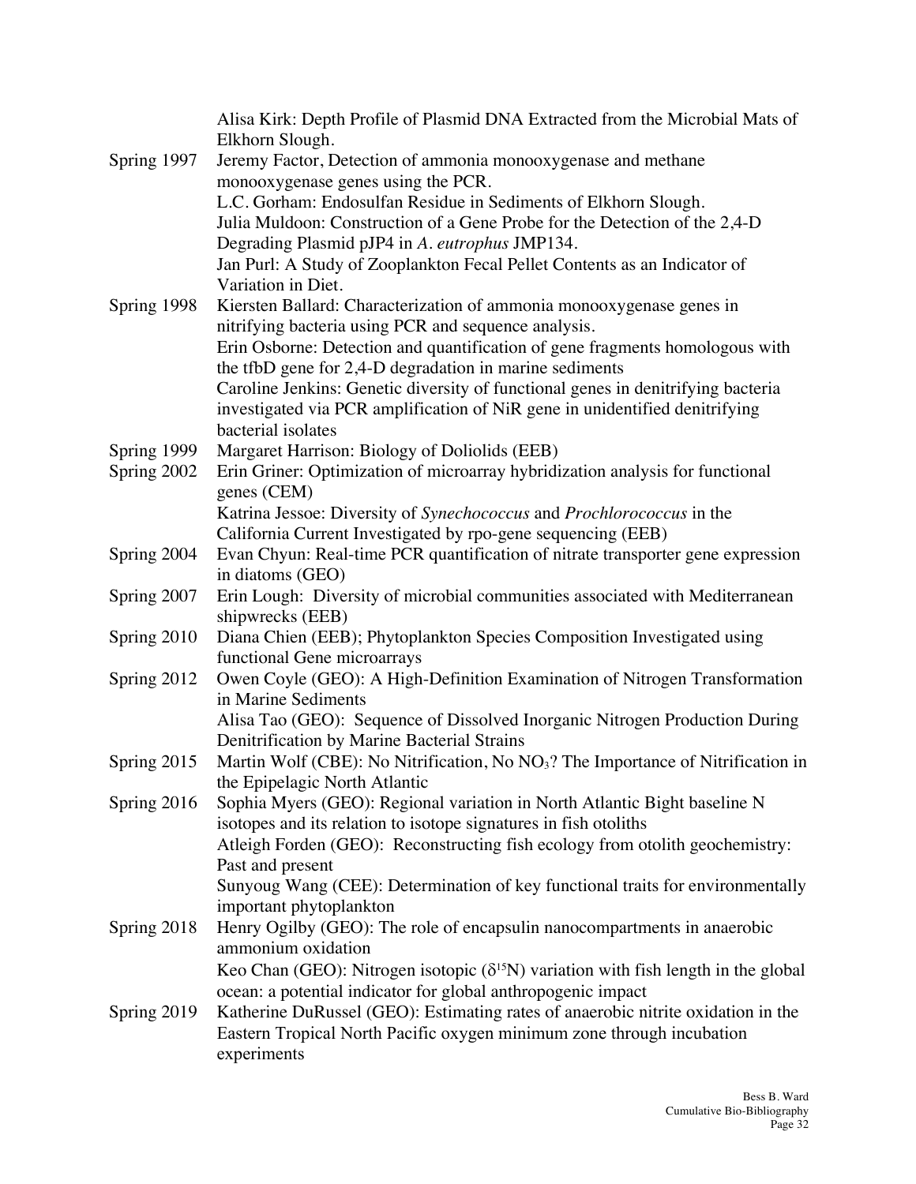Alisa Kirk: Depth Profile of Plasmid DNA Extracted from the Microbial Mats of Elkhorn Slough.

Spring 1997 Jeremy Factor, Detection of ammonia monooxygenase and methane monooxygenase genes using the PCR.
L.C. Gorham: Endosulfan Residue in Sediments of Elkhorn Slough.
Julia Muldoon: Construction of a Gene Probe for the Detection of the 2,4-D Degrading Plasmid pJP4 in *A. eutrophus* JMP134.
Jan Purl: A Study of Zooplankton Fecal Pellet Contents as an Indicator of Variation in Diet.

Spring 1998 Kiersten Ballard: Characterization of ammonia monooxygenase genes in nitrifying bacteria using PCR and sequence analysis.
Erin Osborne: Detection and quantification of gene fragments homologous with the tfbD gene for 2,4-D degradation in marine sediments
Caroline Jenkins: Genetic diversity of functional genes in denitrifying bacteria investigated via PCR amplification of NiR gene in unidentified denitrifying bacterial isolates

Spring 1999 Margaret Harrison: Biology of Doliolids (EEB)

Spring 2002 Erin Griner: Optimization of microarray hybridization analysis for functional genes (CEM)
Katrina Jessoe: Diversity of *Synechococcus* and *Prochlorococcus* in the California Current Investigated by rpo-gene sequencing (EEB)

Spring 2004 Evan Chyun: Real-time PCR quantification of nitrate transporter gene expression in diatoms (GEO)

Spring 2007 Erin Lough: Diversity of microbial communities associated with Mediterranean shipwrecks (EEB)

Spring 2010 Diana Chien (EEB); Phytoplankton Species Composition Investigated using functional Gene microarrays

Spring 2012 Owen Coyle (GEO): A High-Definition Examination of Nitrogen Transformation in Marine Sediments
Alisa Tao (GEO): Sequence of Dissolved Inorganic Nitrogen Production During Denitrification by Marine Bacterial Strains

Spring 2015 Martin Wolf (CBE): No Nitrification, No $NO_3$? The Importance of Nitrification in the Epipelagic North Atlantic

Spring 2016 Sophia Myers (GEO): Regional variation in North Atlantic Bight baseline N isotopes and its relation to isotope signatures in fish otoliths
Atleigh Forden (GEO): Reconstructing fish ecology from otolith geochemistry: Past and present
Sunyoug Wang (CEE): Determination of key functional traits for environmentally important phytoplankton

Spring 2018 Henry Ogilby (GEO): The role of encapsulin nanocompartments in anaerobic ammonium oxidation
Keo Chan (GEO): Nitrogen isotopic ($\delta^{15}N$) variation with fish length in the global ocean: a potential indicator for global anthropogenic impact

Spring 2019 Katherine DuRussel (GEO): Estimating rates of anaerobic nitrite oxidation in the Eastern Tropical North Pacific oxygen minimum zone through incubation experiments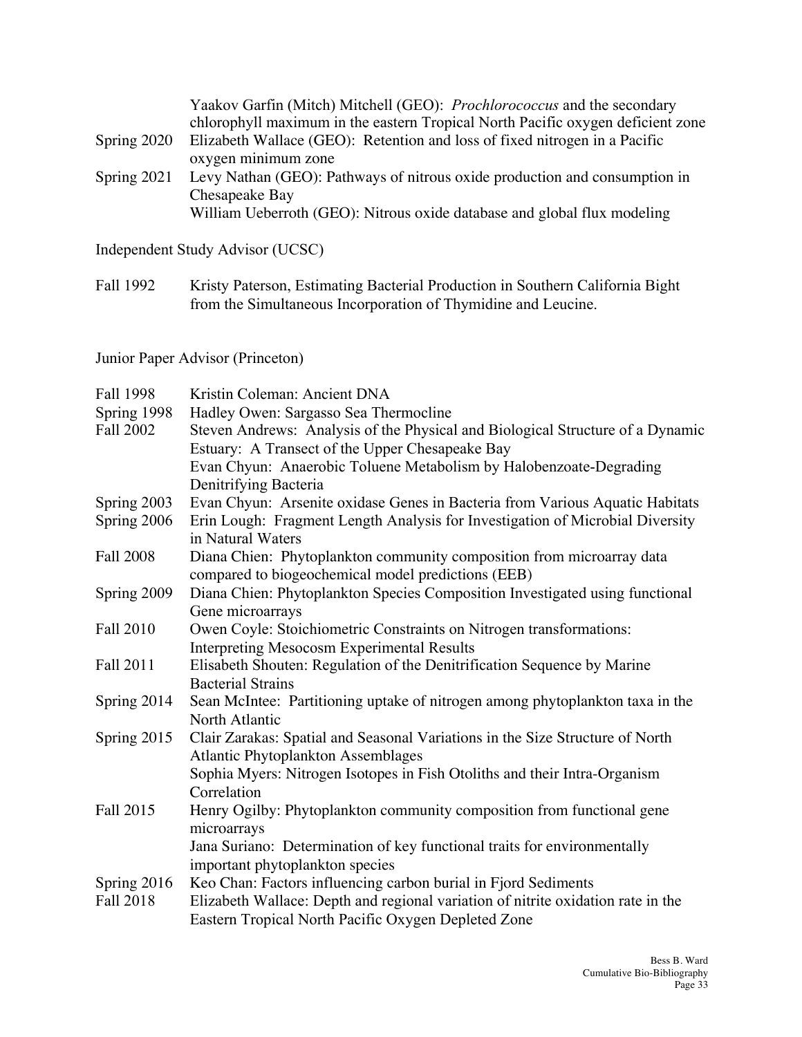| | |
|---|---|
| | Yaakov Garfin (Mitch) Mitchell (GEO): *Prochlorococcus* and the secondary chlorophyll maximum in the eastern Tropical North Pacific oxygen deficient zone |
| Spring 2020 | Elizabeth Wallace (GEO): Retention and loss of fixed nitrogen in a Pacific oxygen minimum zone |
| Spring 2021 | Levy Nathan (GEO): Pathways of nitrous oxide production and consumption in Chesapeake Bay |
| | William Ueberroth (GEO): Nitrous oxide database and global flux modeling |

Independent Study Advisor (UCSC)

| | |
|---|---|
| Fall 1992 | Kristy Paterson, Estimating Bacterial Production in Southern California Bight from the Simultaneous Incorporation of Thymidine and Leucine. |

Junior Paper Advisor (Princeton)

| | |
|---|---|
| Fall 1998 | Kristin Coleman: Ancient DNA |
| Spring 1998 | Hadley Owen: Sargasso Sea Thermocline |
| Fall 2002 | Steven Andrews: Analysis of the Physical and Biological Structure of a Dynamic Estuary: A Transect of the Upper Chesapeake Bay |
| | Evan Chyun: Anaerobic Toluene Metabolism by Halobenzoate-Degrading Denitrifying Bacteria |
| Spring 2003 | Evan Chyun: Arsenite oxidase Genes in Bacteria from Various Aquatic Habitats |
| Spring 2006 | Erin Lough: Fragment Length Analysis for Investigation of Microbial Diversity in Natural Waters |
| Fall 2008 | Diana Chien: Phytoplankton community composition from microarray data compared to biogeochemical model predictions (EEB) |
| Spring 2009 | Diana Chien: Phytoplankton Species Composition Investigated using functional Gene microarrays |
| Fall 2010 | Owen Coyle: Stoichiometric Constraints on Nitrogen transformations: Interpreting Mesocosm Experimental Results |
| Fall 2011 | Elisabeth Shouten: Regulation of the Denitrification Sequence by Marine Bacterial Strains |
| Spring 2014 | Sean McIntee: Partitioning uptake of nitrogen among phytoplankton taxa in the North Atlantic |
| Spring 2015 | Clair Zarakas: Spatial and Seasonal Variations in the Size Structure of North Atlantic Phytoplankton Assemblages |
| | Sophia Myers: Nitrogen Isotopes in Fish Otoliths and their Intra-Organism Correlation |
| Fall 2015 | Henry Ogilby: Phytoplankton community composition from functional gene microarrays |
| | Jana Suriano: Determination of key functional traits for environmentally important phytoplankton species |
| Spring 2016 | Keo Chan: Factors influencing carbon burial in Fjord Sediments |
| Fall 2018 | Elizabeth Wallace: Depth and regional variation of nitrite oxidation rate in the Eastern Tropical North Pacific Oxygen Depleted Zone |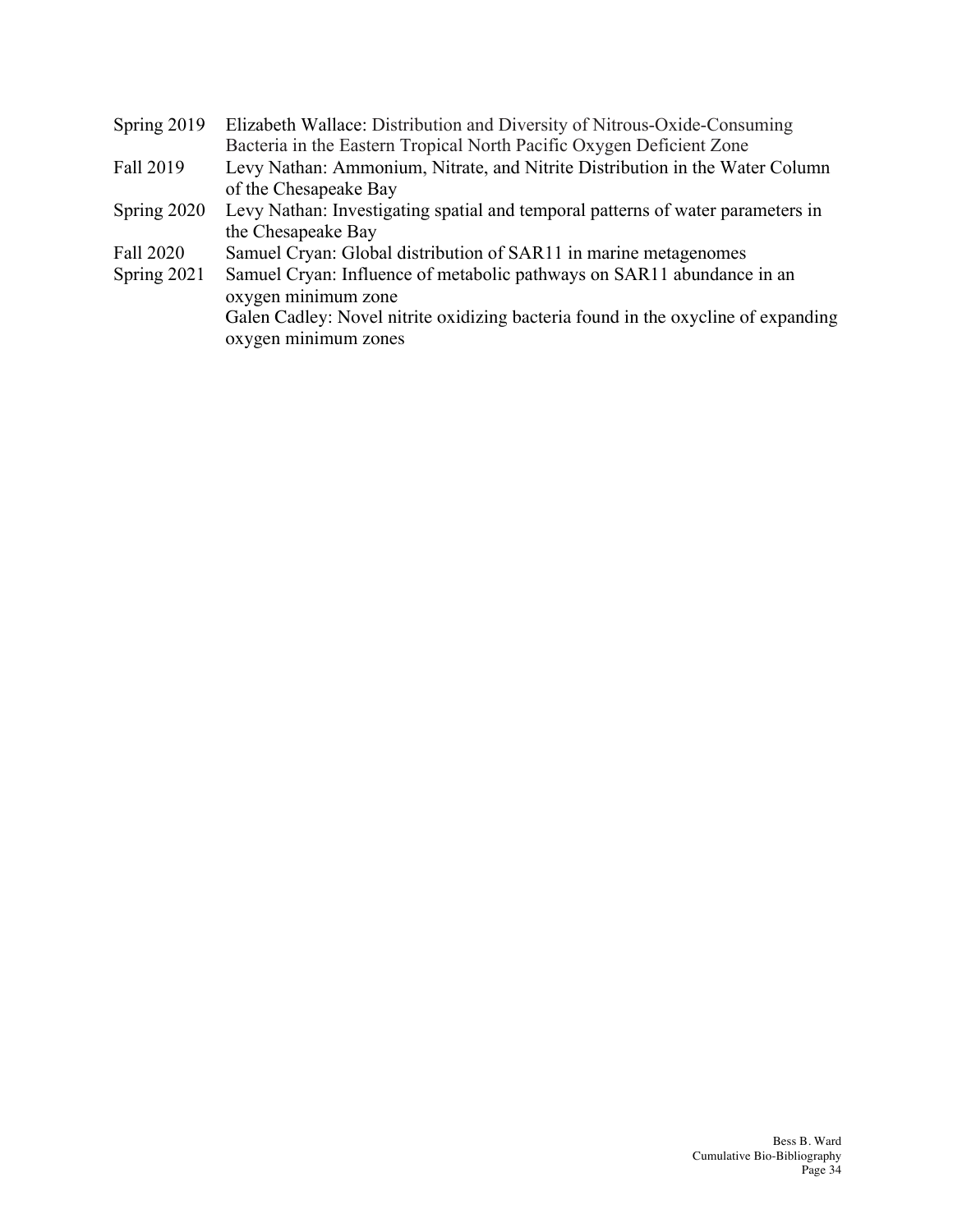| | |
|---|---|
| Spring 2019 | Elizabeth Wallace: Distribution and Diversity of Nitrous-Oxide-Consuming Bacteria in the Eastern Tropical North Pacific Oxygen Deficient Zone |
| Fall 2019 | Levy Nathan: Ammonium, Nitrate, and Nitrite Distribution in the Water Column of the Chesapeake Bay |
| Spring 2020 | Levy Nathan: Investigating spatial and temporal patterns of water parameters in the Chesapeake Bay |
| Fall 2020 | Samuel Cryan: Global distribution of SAR11 in marine metagenomes |
| Spring 2021 | Samuel Cryan: Influence of metabolic pathways on SAR11 abundance in an oxygen minimum zone |
| | Galen Cadley: Novel nitrite oxidizing bacteria found in the oxycline of expanding oxygen minimum zones |